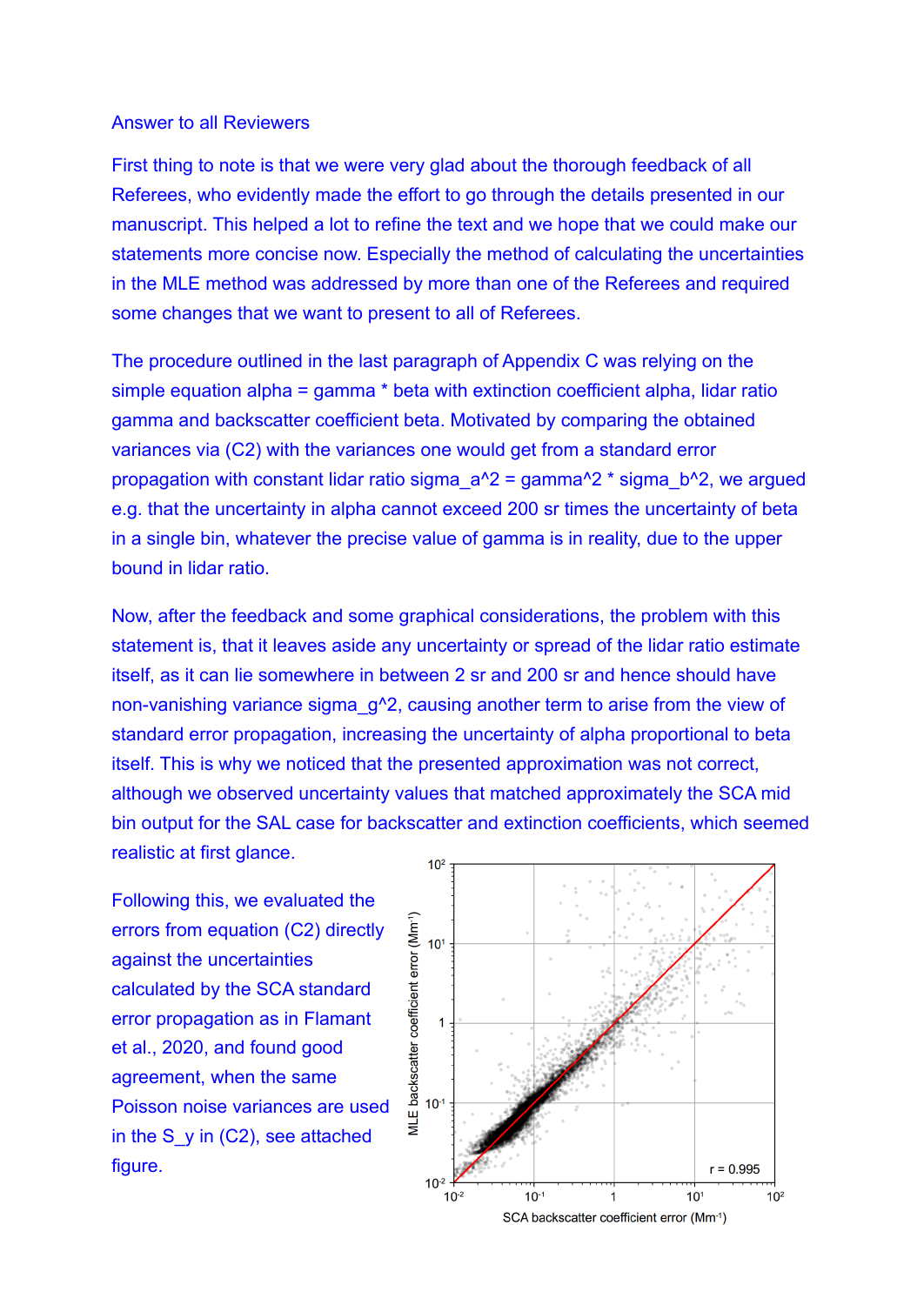Answer to all Reviewers

First thing to note is that we were very glad about the thorough feedback of all Referees, who evidently made the effort to go through the details presented in our manuscript. This helped a lot to refine the text and we hope that we could make our statements more concise now. Especially the method of calculating the uncertainties in the MLE method was addressed by more than one of the Referees and required some changes that we want to present to all of Referees.

The procedure outlined in the last paragraph of Appendix C was relying on the simple equation alpha = gamma * beta with extinction coefficient alpha, lidar ratio gamma and backscatter coefficient beta. Motivated by comparing the obtained variances via (C2) with the variances one would get from a standard error propagation with constant lidar ratio sigma_a^2 = gamma^2 * sigma_b^2, we argued e.g. that the uncertainty in alpha cannot exceed 200 sr times the uncertainty of beta in a single bin, whatever the precise value of gamma is in reality, due to the upper bound in lidar ratio.

Now, after the feedback and some graphical considerations, the problem with this statement is, that it leaves aside any uncertainty or spread of the lidar ratio estimate itself, as it can lie somewhere in between 2 sr and 200 sr and hence should have non-vanishing variance sigma_g^2, causing another term to arise from the view of standard error propagation, increasing the uncertainty of alpha proportional to beta itself. This is why we noticed that the presented approximation was not correct, although we observed uncertainty values that matched approximately the SCA mid bin output for the SAL case for backscatter and extinction coefficients, which seemed realistic at first glance.

Following this, we evaluated the errors from equation (C2) directly against the uncertainties calculated by the SCA standard error propagation as in Flamant et al., 2020, and found good agreement, when the same Poisson noise variances are used in the S_y in (C2), see attached figure.

$10^2$
$10^1$
1
$10^{-1}$
$10^{-2}$
MLE backscatter coefficient error ($Mm^{-1}$)
$10^{-2}$
$10^{-1}$
1
$10^1$
$10^2$
SCA backscatter coefficient error ($Mm^{-1}$)
r = 0.995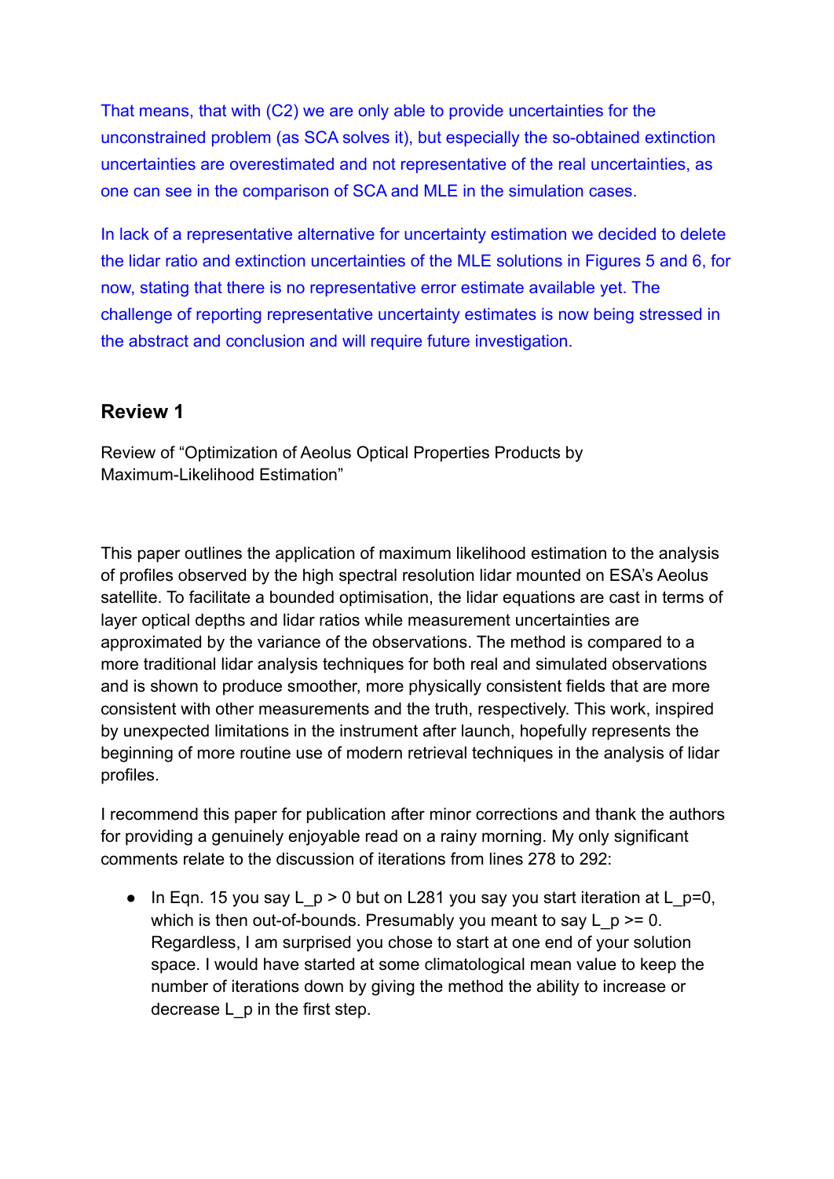That means, that with (C2) we are only able to provide uncertainties for the unconstrained problem (as SCA solves it), but especially the so-obtained extinction uncertainties are overestimated and not representative of the real uncertainties, as one can see in the comparison of SCA and MLE in the simulation cases.

In lack of a representative alternative for uncertainty estimation we decided to delete the lidar ratio and extinction uncertainties of the MLE solutions in Figures 5 and 6, for now, stating that there is no representative error estimate available yet. The challenge of reporting representative uncertainty estimates is now being stressed in the abstract and conclusion and will require future investigation.

## Review 1

Review of “Optimization of Aeolus Optical Properties Products by Maximum-Likelihood Estimation”

This paper outlines the application of maximum likelihood estimation to the analysis of profiles observed by the high spectral resolution lidar mounted on ESA’s Aeolus satellite. To facilitate a bounded optimisation, the lidar equations are cast in terms of layer optical depths and lidar ratios while measurement uncertainties are approximated by the variance of the observations. The method is compared to a more traditional lidar analysis techniques for both real and simulated observations and is shown to produce smoother, more physically consistent fields that are more consistent with other measurements and the truth, respectively. This work, inspired by unexpected limitations in the instrument after launch, hopefully represents the beginning of more routine use of modern retrieval techniques in the analysis of lidar profiles.

I recommend this paper for publication after minor corrections and thank the authors for providing a genuinely enjoyable read on a rainy morning. My only significant comments relate to the discussion of iterations from lines 278 to 292:

- In Eqn. 15 you say $L_p > 0$ but on L281 you say you start iteration at $L_p=0$, which is then out-of-bounds. Presumably you meant to say $L_p >= 0$. Regardless, I am surprised you chose to start at one end of your solution space. I would have started at some climatological mean value to keep the number of iterations down by giving the method the ability to increase or decrease $L_p$ in the first step.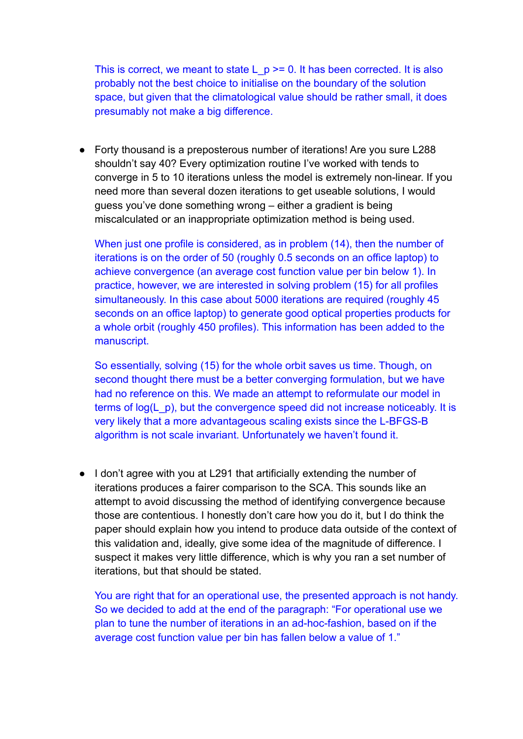This is correct, we meant to state $L_p >= 0$. It has been corrected. It is also probably not the best choice to initialise on the boundary of the solution space, but given that the climatological value should be rather small, it does presumably not make a big difference.

- Forty thousand is a preposterous number of iterations! Are you sure L288 shouldn't say 40? Every optimization routine I've worked with tends to converge in 5 to 10 iterations unless the model is extremely non-linear. If you need more than several dozen iterations to get useable solutions, I would guess you've done something wrong – either a gradient is being miscalculated or an inappropriate optimization method is being used.

  When just one profile is considered, as in problem (14), then the number of iterations is on the order of 50 (roughly 0.5 seconds on an office laptop) to achieve convergence (an average cost function value per bin below 1). In practice, however, we are interested in solving problem (15) for all profiles simultaneously. In this case about 5000 iterations are required (roughly 45 seconds on an office laptop) to generate good optical properties products for a whole orbit (roughly 450 profiles). This information has been added to the manuscript.

  So essentially, solving (15) for the whole orbit saves us time. Though, on second thought there must be a better converging formulation, but we have had no reference on this. We made an attempt to reformulate our model in terms of $\log(L_p)$, but the convergence speed did not increase noticeably. It is very likely that a more advantageous scaling exists since the L-BFGS-B algorithm is not scale invariant. Unfortunately we haven't found it.

- I don't agree with you at L291 that artificially extending the number of iterations produces a fairer comparison to the SCA. This sounds like an attempt to avoid discussing the method of identifying convergence because those are contentious. I honestly don't care how you do it, but I do think the paper should explain how you intend to produce data outside of the context of this validation and, ideally, give some idea of the magnitude of difference. I suspect it makes very little difference, which is why you ran a set number of iterations, but that should be stated.

  You are right that for an operational use, the presented approach is not handy. So we decided to add at the end of the paragraph: "For operational use we plan to tune the number of iterations in an ad-hoc-fashion, based on if the average cost function value per bin has fallen below a value of 1."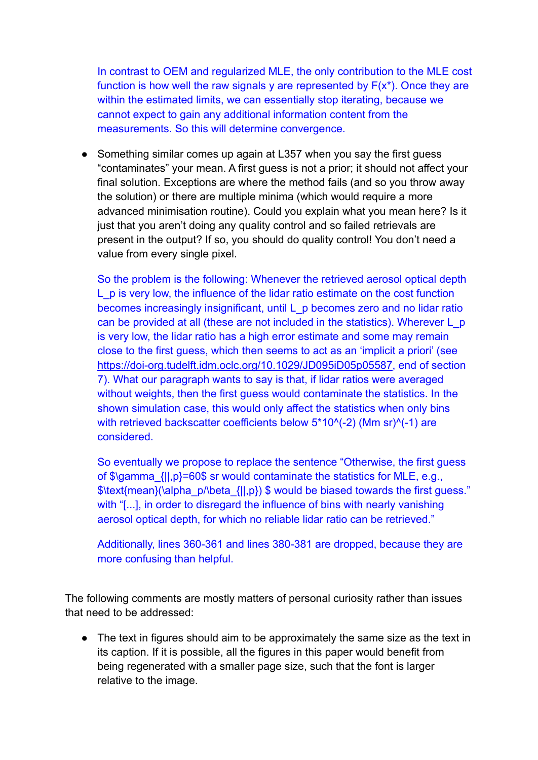In contrast to OEM and regularized MLE, the only contribution to the MLE cost function is how well the raw signals y are represented by $F(x^*)$. Once they are within the estimated limits, we can essentially stop iterating, because we cannot expect to gain any additional information content from the measurements. So this will determine convergence.

- Something similar comes up again at L357 when you say the first guess "contaminates" your mean. A first guess is not a prior; it should not affect your final solution. Exceptions are where the method fails (and so you throw away the solution) or there are multiple minima (which would require a more advanced minimisation routine). Could you explain what you mean here? Is it just that you aren't doing any quality control and so failed retrievals are present in the output? If so, you should do quality control! You don't need a value from every single pixel.

  So the problem is the following: Whenever the retrieved aerosol optical depth $L_p$ is very low, the influence of the lidar ratio estimate on the cost function becomes increasingly insignificant, until $L_p$ becomes zero and no lidar ratio can be provided at all (these are not included in the statistics). Wherever $L_p$ is very low, the lidar ratio has a high error estimate and some may remain close to the first guess, which then seems to act as an 'implicit a priori' (see https://doi-org.tudelft.idm.oclc.org/10.1029/JD095iD05p05587, end of section 7). What our paragraph wants to say is that, if lidar ratios were averaged without weights, then the first guess would contaminate the statistics. In the shown simulation case, this would only affect the statistics when only bins with retrieved backscatter coefficients below $5*10^{-2}$ (Mm sr)$^{-1}$ are considered.

  So eventually we propose to replace the sentence "Otherwise, the first guess of $\gamma_{||,p}=60$ sr would contaminate the statistics for MLE, e.g., $\text{mean}(\alpha_p/\beta_{||,p})$ would be biased towards the first guess." with "[...], in order to disregard the influence of bins with nearly vanishing aerosol optical depth, for which no reliable lidar ratio can be retrieved."

  Additionally, lines 360-361 and lines 380-381 are dropped, because they are more confusing than helpful.

The following comments are mostly matters of personal curiosity rather than issues that need to be addressed:

- The text in figures should aim to be approximately the same size as the text in its caption. If it is possible, all the figures in this paper would benefit from being regenerated with a smaller page size, such that the font is larger relative to the image.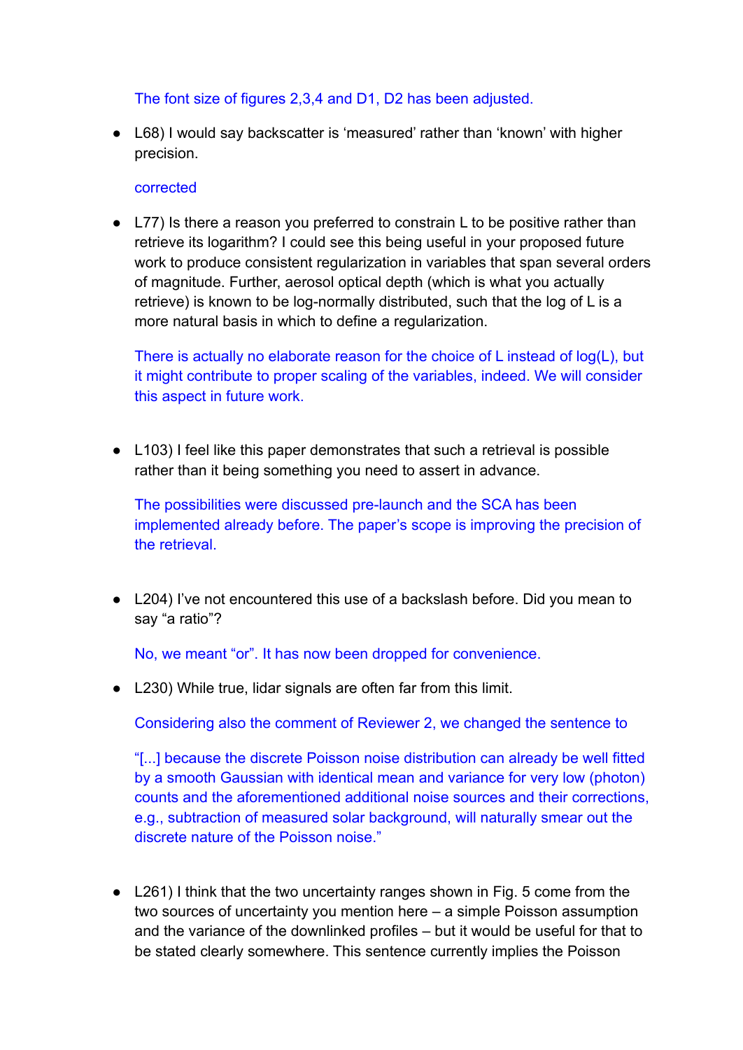The font size of figures 2,3,4 and D1, D2 has been adjusted.

- L68) I would say backscatter is 'measured' rather than 'known' with higher precision.

  corrected

- L77) Is there a reason you preferred to constrain L to be positive rather than retrieve its logarithm? I could see this being useful in your proposed future work to produce consistent regularization in variables that span several orders of magnitude. Further, aerosol optical depth (which is what you actually retrieve) is known to be log-normally distributed, such that the log of L is a more natural basis in which to define a regularization.

  There is actually no elaborate reason for the choice of L instead of log(L), but it might contribute to proper scaling of the variables, indeed. We will consider this aspect in future work.

- L103) I feel like this paper demonstrates that such a retrieval is possible rather than it being something you need to assert in advance.

  The possibilities were discussed pre-launch and the SCA has been implemented already before. The paper's scope is improving the precision of the retrieval.

- L204) I've not encountered this use of a backslash before. Did you mean to say "a ratio"?

  No, we meant "or". It has now been dropped for convenience.

- L230) While true, lidar signals are often far from this limit.

  Considering also the comment of Reviewer 2, we changed the sentence to

  "[...] because the discrete Poisson noise distribution can already be well fitted by a smooth Gaussian with identical mean and variance for very low (photon) counts and the aforementioned additional noise sources and their corrections, e.g., subtraction of measured solar background, will naturally smear out the discrete nature of the Poisson noise."

- L261) I think that the two uncertainty ranges shown in Fig. 5 come from the two sources of uncertainty you mention here – a simple Poisson assumption and the variance of the downlinked profiles – but it would be useful for that to be stated clearly somewhere. This sentence currently implies the Poisson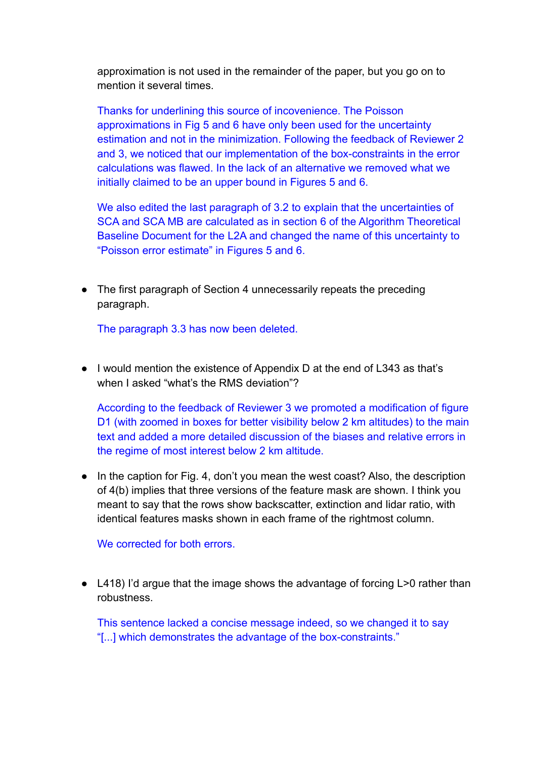approximation is not used in the remainder of the paper, but you go on to mention it several times.

Thanks for underlining this source of incovenience. The Poisson approximations in Fig 5 and 6 have only been used for the uncertainty estimation and not in the minimization. Following the feedback of Reviewer 2 and 3, we noticed that our implementation of the box-constraints in the error calculations was flawed. In the lack of an alternative we removed what we initially claimed to be an upper bound in Figures 5 and 6.

We also edited the last paragraph of 3.2 to explain that the uncertainties of SCA and SCA MB are calculated as in section 6 of the Algorithm Theoretical Baseline Document for the L2A and changed the name of this uncertainty to "Poisson error estimate" in Figures 5 and 6.

- The first paragraph of Section 4 unnecessarily repeats the preceding paragraph.

  The paragraph 3.3 has now been deleted.

- I would mention the existence of Appendix D at the end of L343 as that's when I asked "what's the RMS deviation"?

  According to the feedback of Reviewer 3 we promoted a modification of figure D1 (with zoomed in boxes for better visibility below 2 km altitudes) to the main text and added a more detailed discussion of the biases and relative errors in the regime of most interest below 2 km altitude.

- In the caption for Fig. 4, don't you mean the west coast? Also, the description of 4(b) implies that three versions of the feature mask are shown. I think you meant to say that the rows show backscatter, extinction and lidar ratio, with identical features masks shown in each frame of the rightmost column.

  We corrected for both errors.

- L418) I'd argue that the image shows the advantage of forcing L>0 rather than robustness.

  This sentence lacked a concise message indeed, so we changed it to say "[...] which demonstrates the advantage of the box-constraints."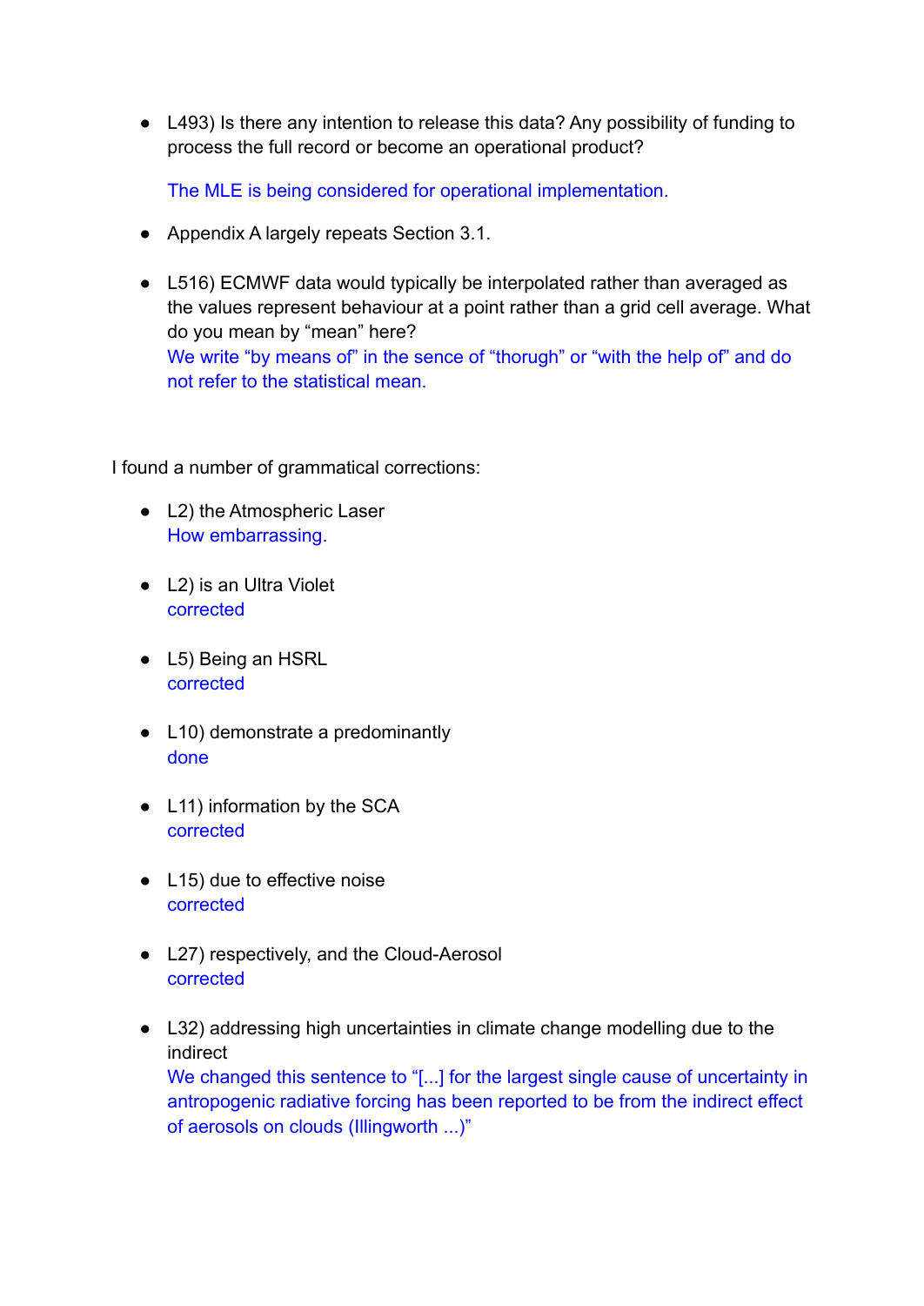- L493) Is there any intention to release this data? Any possibility of funding to process the full record or become an operational product?

  The MLE is being considered for operational implementation.

- Appendix A largely repeats Section 3.1.

- L516) ECMWF data would typically be interpolated rather than averaged as the values represent behaviour at a point rather than a grid cell average. What do you mean by “mean” here?
  We write “by means of” in the sence of “thorugh” or “with the help of” and do not refer to the statistical mean.

I found a number of grammatical corrections:

- L2) the Atmospheric Laser
  How embarrassing.

- L2) is an Ultra Violet
  corrected

- L5) Being an HSRL
  corrected

- L10) demonstrate a predominantly
  done

- L11) information by the SCA
  corrected

- L15) due to effective noise
  corrected

- L27) respectively, and the Cloud-Aerosol
  corrected

- L32) addressing high uncertainties in climate change modelling due to the indirect
  We changed this sentence to “[...] for the largest single cause of uncertainty in antropogenic radiative forcing has been reported to be from the indirect effect of aerosols on clouds (Illingworth ...)”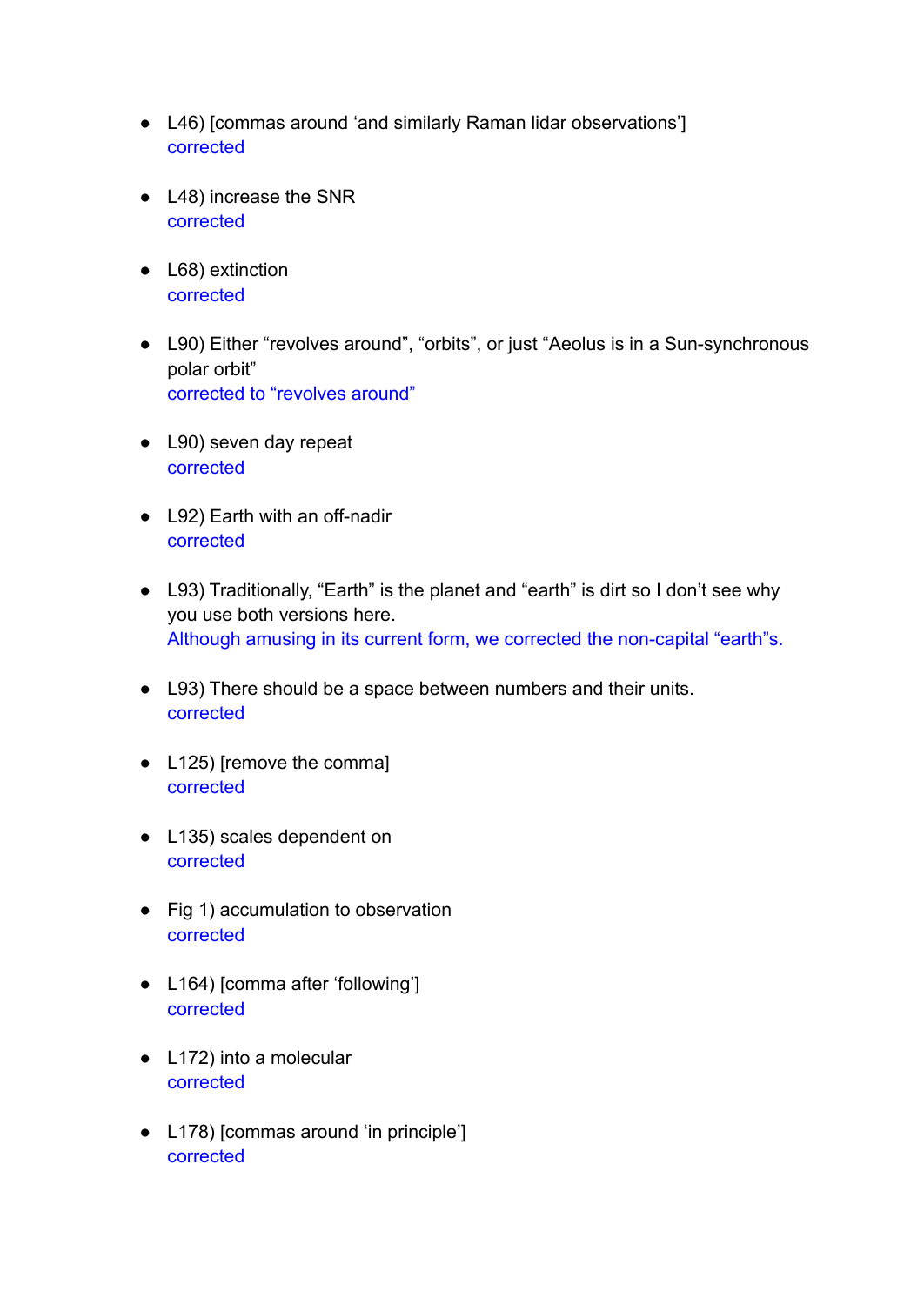- L46) [commas around ‘and similarly Raman lidar observations’]
  corrected

- L48) increase the SNR
  corrected

- L68) extinction
  corrected

- L90) Either “revolves around”, “orbits”, or just “Aeolus is in a Sun-synchronous polar orbit”
  corrected to “revolves around”

- L90) seven day repeat
  corrected

- L92) Earth with an off-nadir
  corrected

- L93) Traditionally, “Earth” is the planet and “earth” is dirt so I don’t see why you use both versions here.
  Although amusing in its current form, we corrected the non-capital “earth”s.

- L93) There should be a space between numbers and their units.
  corrected

- L125) [remove the comma]
  corrected

- L135) scales dependent on
  corrected

- Fig 1) accumulation to observation
  corrected

- L164) [comma after ‘following’]
  corrected

- L172) into a molecular
  corrected

- L178) [commas around ‘in principle’]
  corrected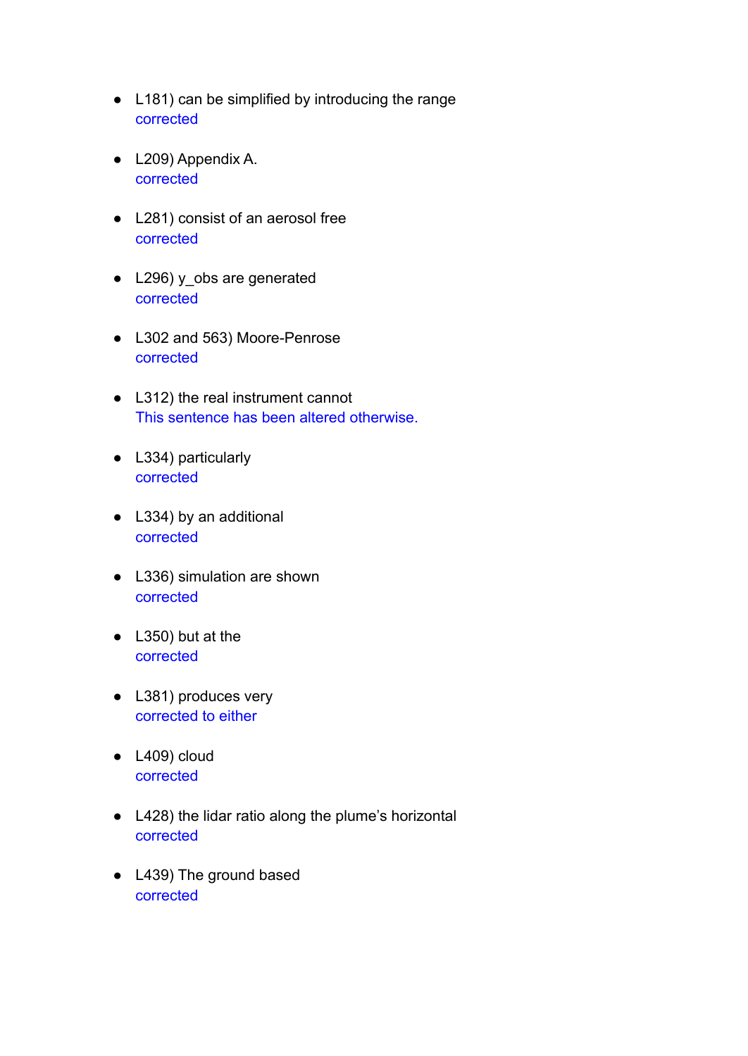- L181) can be simplified by introducing the range
  corrected

- L209) Appendix A.
  corrected

- L281) consist of an aerosol free
  corrected

- L296) y_obs are generated
  corrected

- L302 and 563) Moore-Penrose
  corrected

- L312) the real instrument cannot
  This sentence has been altered otherwise.

- L334) particularly
  corrected

- L334) by an additional
  corrected

- L336) simulation are shown
  corrected

- L350) but at the
  corrected

- L381) produces very
  corrected to either

- L409) cloud
  corrected

- L428) the lidar ratio along the plume's horizontal
  corrected

- L439) The ground based
  corrected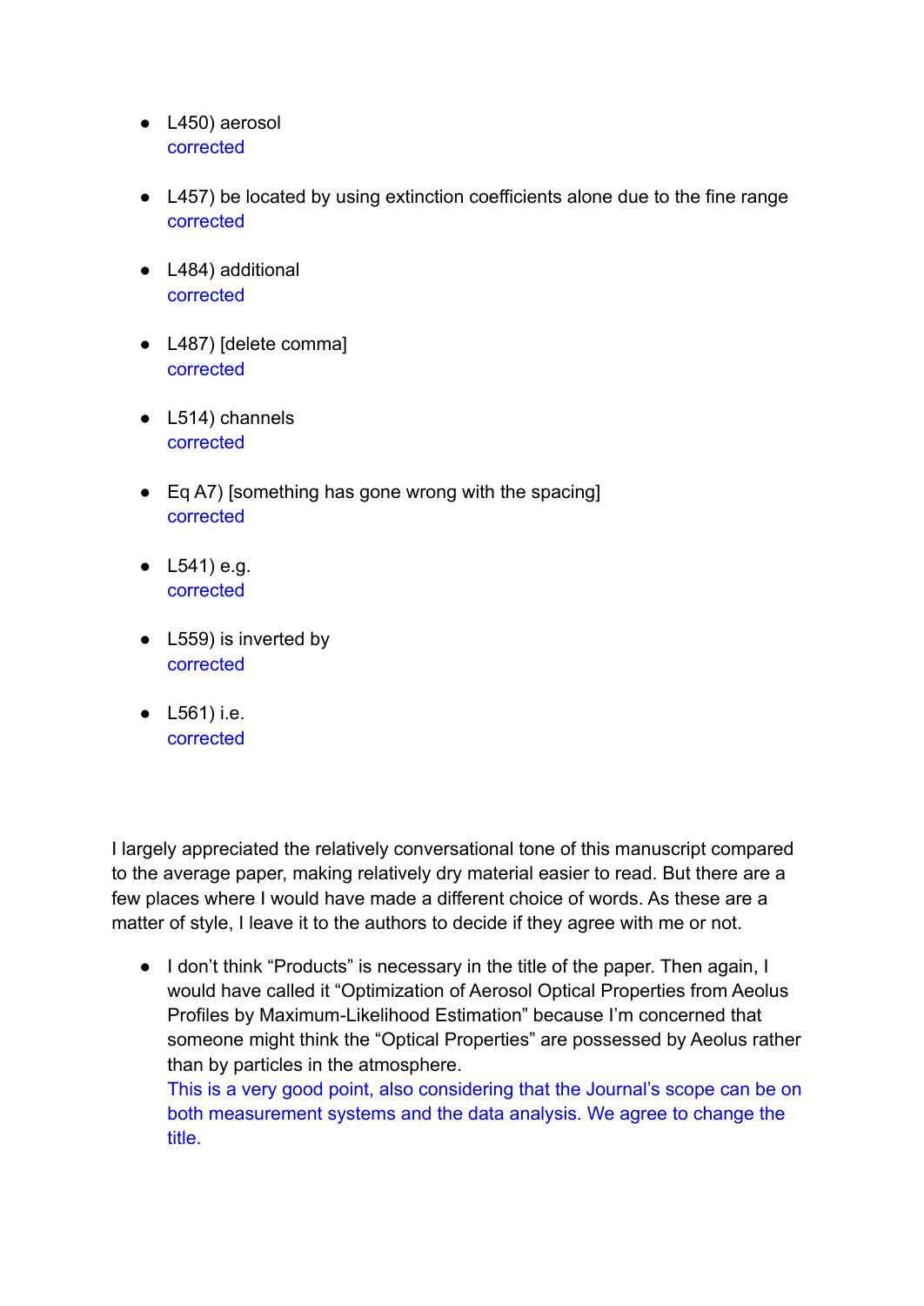- L450) aerosol
  corrected

- L457) be located by using extinction coefficients alone due to the fine range
  corrected

- L484) additional
  corrected

- L487) [delete comma]
  corrected

- L514) channels
  corrected

- Eq A7) [something has gone wrong with the spacing]
  corrected

- L541) e.g.
  corrected

- L559) is inverted by
  corrected

- L561) i.e.
  corrected

I largely appreciated the relatively conversational tone of this manuscript compared to the average paper, making relatively dry material easier to read. But there are a few places where I would have made a different choice of words. As these are a matter of style, I leave it to the authors to decide if they agree with me or not.

- I don't think "Products" is necessary in the title of the paper. Then again, I would have called it "Optimization of Aerosol Optical Properties from Aeolus Profiles by Maximum-Likelihood Estimation" because I'm concerned that someone might think the "Optical Properties" are possessed by Aeolus rather than by particles in the atmosphere.
  This is a very good point, also considering that the Journal's scope can be on both measurement systems and the data analysis. We agree to change the title.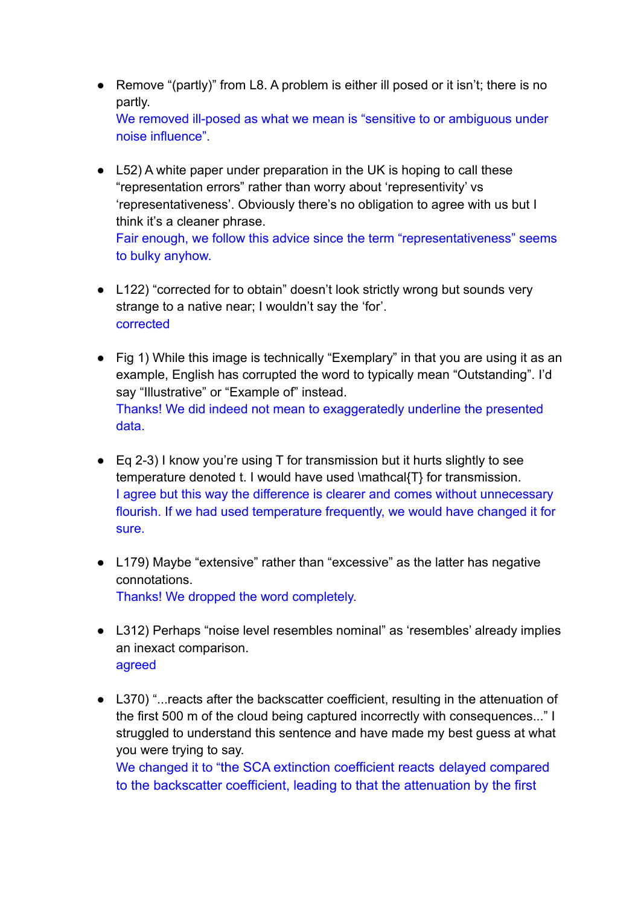- Remove “(partly)” from L8. A problem is either ill posed or it isn’t; there is no partly.
  We removed ill-posed as what we mean is “sensitive to or ambiguous under noise influence”.

- L52) A white paper under preparation in the UK is hoping to call these “representation errors” rather than worry about ‘representivity’ vs ‘representativeness’. Obviously there’s no obligation to agree with us but I think it’s a cleaner phrase.
  Fair enough, we follow this advice since the term “representativeness” seems to bulky anyhow.

- L122) “corrected for to obtain” doesn’t look strictly wrong but sounds very strange to a native near; I wouldn’t say the ‘for’.
  corrected

- Fig 1) While this image is technically “Exemplary” in that you are using it as an example, English has corrupted the word to typically mean “Outstanding”. I’d say “Illustrative” or “Example of” instead.
  Thanks! We did indeed not mean to exaggeratedly underline the presented data.

- Eq 2-3) I know you’re using T for transmission but it hurts slightly to see temperature denoted t. I would have used \mathcal{T} for transmission.
  I agree but this way the difference is clearer and comes without unnecessary flourish. If we had used temperature frequently, we would have changed it for sure.

- L179) Maybe “extensive” rather than “excessive” as the latter has negative connotations.
  Thanks! We dropped the word completely.

- L312) Perhaps “noise level resembles nominal” as ‘resembles’ already implies an inexact comparison.
  agreed

- L370) “...reacts after the backscatter coefficient, resulting in the attenuation of the first 500 m of the cloud being captured incorrectly with consequences...” I struggled to understand this sentence and have made my best guess at what you were trying to say.
  We changed it to “the SCA extinction coefficient reacts delayed compared to the backscatter coefficient, leading to that the attenuation by the first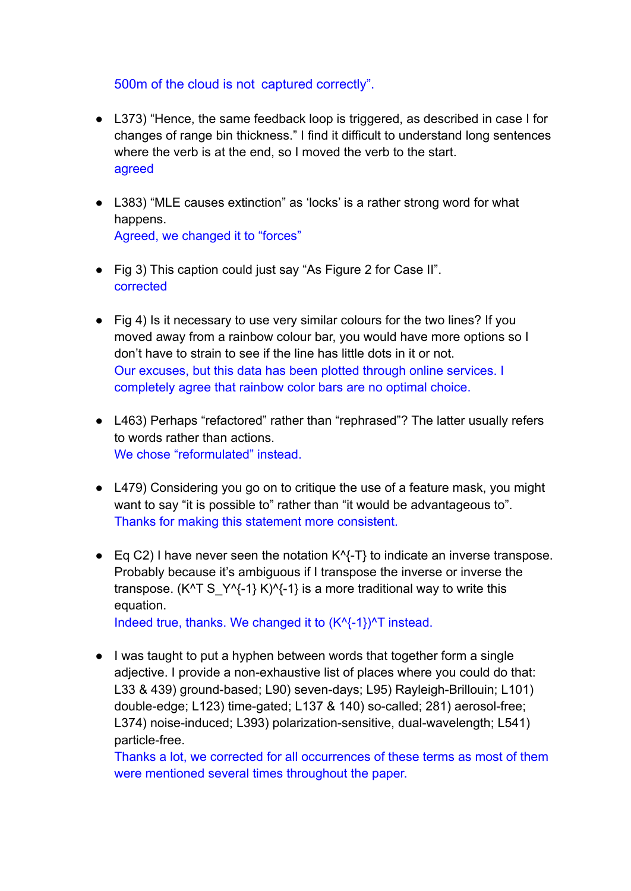500m of the cloud is not captured correctly".

- L373) "Hence, the same feedback loop is triggered, as described in case I for changes of range bin thickness." I find it difficult to understand long sentences where the verb is at the end, so I moved the verb to the start.
  agreed

- L383) "MLE causes extinction" as 'locks' is a rather strong word for what happens.
  Agreed, we changed it to "forces"

- Fig 3) This caption could just say "As Figure 2 for Case II".
  corrected

- Fig 4) Is it necessary to use very similar colours for the two lines? If you moved away from a rainbow colour bar, you would have more options so I don't have to strain to see if the line has little dots in it or not.
  Our excuses, but this data has been plotted through online services. I completely agree that rainbow color bars are no optimal choice.

- L463) Perhaps "refactored" rather than "rephrased"? The latter usually refers to words rather than actions.
  We chose "reformulated" instead.

- L479) Considering you go on to critique the use of a feature mask, you might want to say "it is possible to" rather than "it would be advantageous to".
  Thanks for making this statement more consistent.

- Eq C2) I have never seen the notation $K^{-T}$ to indicate an inverse transpose. Probably because it's ambiguous if I transpose the inverse or inverse the transpose. $(K^T S_Y^{-1} K)^{-1}$ is a more traditional way to write this equation.
  Indeed true, thanks. We changed it to $(K^{-1})^T$ instead.

- I was taught to put a hyphen between words that together form a single adjective. I provide a non-exhaustive list of places where you could do that: L33 & 439) ground-based; L90) seven-days; L95) Rayleigh-Brillouin; L101) double-edge; L123) time-gated; L137 & 140) so-called; 281) aerosol-free; L374) noise-induced; L393) polarization-sensitive, dual-wavelength; L541) particle-free.
  Thanks a lot, we corrected for all occurrences of these terms as most of them were mentioned several times throughout the paper.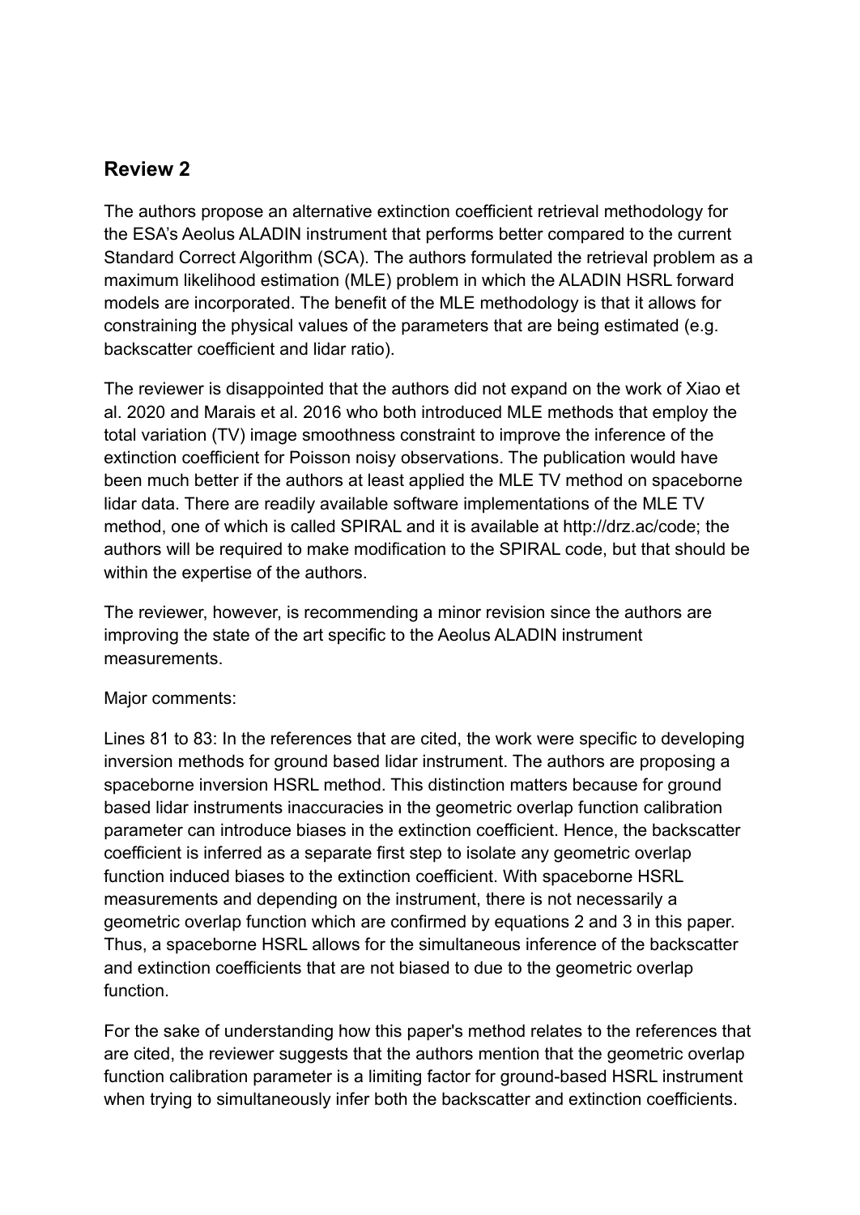## Review 2

The authors propose an alternative extinction coefficient retrieval methodology for the ESA's Aeolus ALADIN instrument that performs better compared to the current Standard Correct Algorithm (SCA). The authors formulated the retrieval problem as a maximum likelihood estimation (MLE) problem in which the ALADIN HSRL forward models are incorporated. The benefit of the MLE methodology is that it allows for constraining the physical values of the parameters that are being estimated (e.g. backscatter coefficient and lidar ratio).

The reviewer is disappointed that the authors did not expand on the work of Xiao et al. 2020 and Marais et al. 2016 who both introduced MLE methods that employ the total variation (TV) image smoothness constraint to improve the inference of the extinction coefficient for Poisson noisy observations. The publication would have been much better if the authors at least applied the MLE TV method on spaceborne lidar data. There are readily available software implementations of the MLE TV method, one of which is called SPIRAL and it is available at http://drz.ac/code; the authors will be required to make modification to the SPIRAL code, but that should be within the expertise of the authors.

The reviewer, however, is recommending a minor revision since the authors are improving the state of the art specific to the Aeolus ALADIN instrument measurements.

Major comments:

Lines 81 to 83: In the references that are cited, the work were specific to developing inversion methods for ground based lidar instrument. The authors are proposing a spaceborne inversion HSRL method. This distinction matters because for ground based lidar instruments inaccuracies in the geometric overlap function calibration parameter can introduce biases in the extinction coefficient. Hence, the backscatter coefficient is inferred as a separate first step to isolate any geometric overlap function induced biases to the extinction coefficient. With spaceborne HSRL measurements and depending on the instrument, there is not necessarily a geometric overlap function which are confirmed by equations 2 and 3 in this paper. Thus, a spaceborne HSRL allows for the simultaneous inference of the backscatter and extinction coefficients that are not biased to due to the geometric overlap function.

For the sake of understanding how this paper's method relates to the references that are cited, the reviewer suggests that the authors mention that the geometric overlap function calibration parameter is a limiting factor for ground-based HSRL instrument when trying to simultaneously infer both the backscatter and extinction coefficients.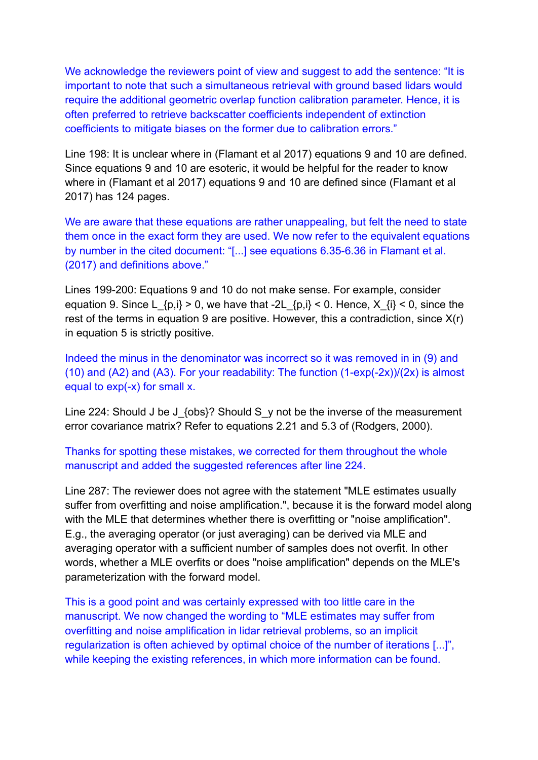We acknowledge the reviewers point of view and suggest to add the sentence: "It is important to note that such a simultaneous retrieval with ground based lidars would require the additional geometric overlap function calibration parameter. Hence, it is often preferred to retrieve backscatter coefficients independent of extinction coefficients to mitigate biases on the former due to calibration errors."

Line 198: It is unclear where in (Flamant et al 2017) equations 9 and 10 are defined. Since equations 9 and 10 are esoteric, it would be helpful for the reader to know where in (Flamant et al 2017) equations 9 and 10 are defined since (Flamant et al 2017) has 124 pages.

We are aware that these equations are rather unappealing, but felt the need to state them once in the exact form they are used. We now refer to the equivalent equations by number in the cited document: "[...] see equations 6.35-6.36 in Flamant et al. (2017) and definitions above."

Lines 199-200: Equations 9 and 10 do not make sense. For example, consider equation 9. Since $L_{p,i} > 0$, we have that $-2L_{p,i} < 0$. Hence, $X_{i} < 0$, since the rest of the terms in equation 9 are positive. However, this a contradiction, since $X(r)$ in equation 5 is strictly positive.

Indeed the minus in the denominator was incorrect so it was removed in in (9) and (10) and (A2) and (A3). For your readability: The function $(1-\exp(-2x))/(2x)$ is almost equal to $\exp(-x)$ for small x.

Line 224: Should J be $J_{obs}$? Should $S_y$ not be the inverse of the measurement error covariance matrix? Refer to equations 2.21 and 5.3 of (Rodgers, 2000).

Thanks for spotting these mistakes, we corrected for them throughout the whole manuscript and added the suggested references after line 224.

Line 287: The reviewer does not agree with the statement "MLE estimates usually suffer from overfitting and noise amplification.", because it is the forward model along with the MLE that determines whether there is overfitting or "noise amplification". E.g., the averaging operator (or just averaging) can be derived via MLE and averaging operator with a sufficient number of samples does not overfit. In other words, whether a MLE overfits or does "noise amplification" depends on the MLE's parameterization with the forward model.

This is a good point and was certainly expressed with too little care in the manuscript. We now changed the wording to "MLE estimates may suffer from overfitting and noise amplification in lidar retrieval problems, so an implicit regularization is often achieved by optimal choice of the number of iterations [...]", while keeping the existing references, in which more information can be found.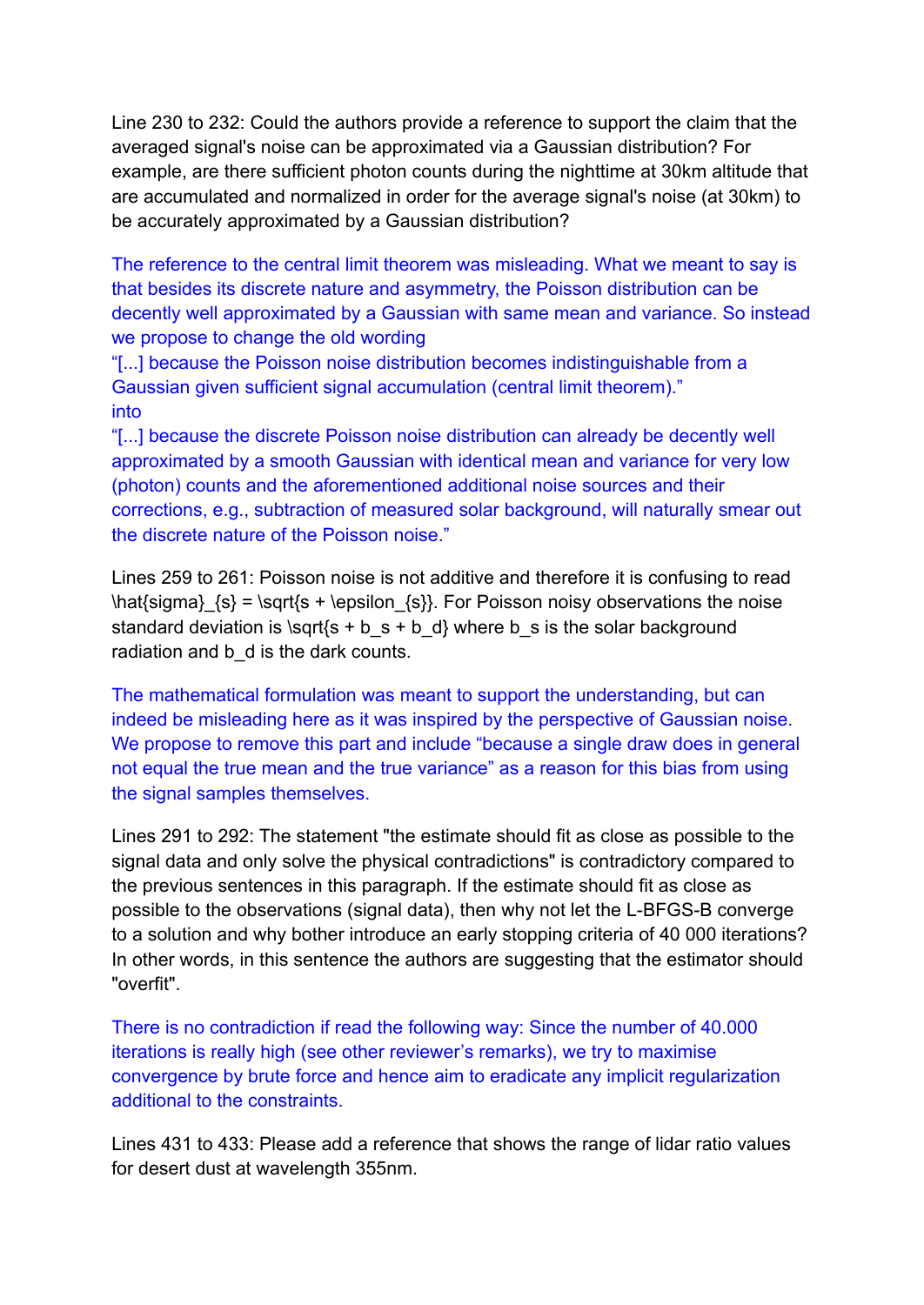Line 230 to 232: Could the authors provide a reference to support the claim that the averaged signal's noise can be approximated via a Gaussian distribution? For example, are there sufficient photon counts during the nighttime at 30km altitude that are accumulated and normalized in order for the average signal's noise (at 30km) to be accurately approximated by a Gaussian distribution?

The reference to the central limit theorem was misleading. What we meant to say is that besides its discrete nature and asymmetry, the Poisson distribution can be decently well approximated by a Gaussian with same mean and variance. So instead we propose to change the old wording
"[...] because the Poisson noise distribution becomes indistinguishable from a Gaussian given sufficient signal accumulation (central limit theorem)."
into
"[...] because the discrete Poisson noise distribution can already be decently well approximated by a smooth Gaussian with identical mean and variance for very low (photon) counts and the aforementioned additional noise sources and their corrections, e.g., subtraction of measured solar background, will naturally smear out the discrete nature of the Poisson noise."

Lines 259 to 261: Poisson noise is not additive and therefore it is confusing to read $\hat{\sigma}_{s} = \sqrt{s + \epsilon_{s}}$. For Poisson noisy observations the noise standard deviation is $\sqrt{s + b_s + b_d}$ where $b_s$ is the solar background radiation and $b_d$ is the dark counts.

The mathematical formulation was meant to support the understanding, but can indeed be misleading here as it was inspired by the perspective of Gaussian noise. We propose to remove this part and include "because a single draw does in general not equal the true mean and the true variance" as a reason for this bias from using the signal samples themselves.

Lines 291 to 292: The statement "the estimate should fit as close as possible to the signal data and only solve the physical contradictions" is contradictory compared to the previous sentences in this paragraph. If the estimate should fit as close as possible to the observations (signal data), then why not let the L-BFGS-B converge to a solution and why bother introduce an early stopping criteria of 40 000 iterations? In other words, in this sentence the authors are suggesting that the estimator should "overfit".

There is no contradiction if read the following way: Since the number of 40.000 iterations is really high (see other reviewer's remarks), we try to maximise convergence by brute force and hence aim to eradicate any implicit regularization additional to the constraints.

Lines 431 to 433: Please add a reference that shows the range of lidar ratio values for desert dust at wavelength 355nm.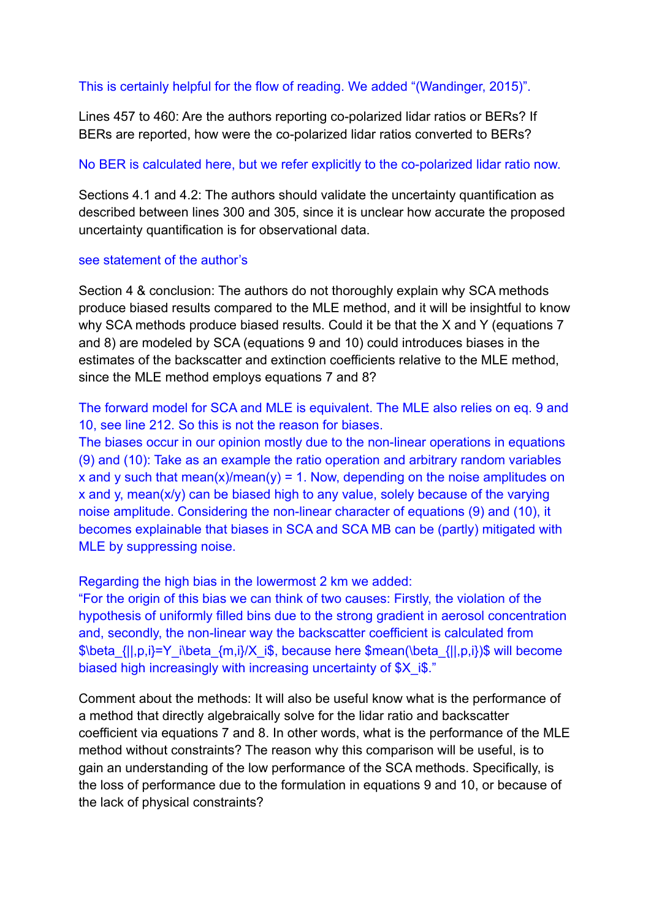This is certainly helpful for the flow of reading. We added “(Wandinger, 2015)”.

Lines 457 to 460: Are the authors reporting co-polarized lidar ratios or BERs? If BERs are reported, how were the co-polarized lidar ratios converted to BERs?

No BER is calculated here, but we refer explicitly to the co-polarized lidar ratio now.

Sections 4.1 and 4.2: The authors should validate the uncertainty quantification as described between lines 300 and 305, since it is unclear how accurate the proposed uncertainty quantification is for observational data.

see statement of the author’s

Section 4 & conclusion: The authors do not thoroughly explain why SCA methods produce biased results compared to the MLE method, and it will be insightful to know why SCA methods produce biased results. Could it be that the X and Y (equations 7 and 8) are modeled by SCA (equations 9 and 10) could introduces biases in the estimates of the backscatter and extinction coefficients relative to the MLE method, since the MLE method employs equations 7 and 8?

The forward model for SCA and MLE is equivalent. The MLE also relies on eq. 9 and 10, see line 212. So this is not the reason for biases.
The biases occur in our opinion mostly due to the non-linear operations in equations (9) and (10): Take as an example the ratio operation and arbitrary random variables x and y such that mean(x)/mean(y) = 1. Now, depending on the noise amplitudes on x and y, mean(x/y) can be biased high to any value, solely because of the varying noise amplitude. Considering the non-linear character of equations (9) and (10), it becomes explainable that biases in SCA and SCA MB can be (partly) mitigated with MLE by suppressing noise.

Regarding the high bias in the lowermost 2 km we added:
“For the origin of this bias we can think of two causes: Firstly, the violation of the hypothesis of uniformly filled bins due to the strong gradient in aerosol concentration and, secondly, the non-linear way the backscatter coefficient is calculated from $\beta_{||,p,i}=Y_i\beta_{m,i}/X_i$, because here $mean(\beta_{||,p,i})$ will become biased high increasingly with increasing uncertainty of $X_i$.”

Comment about the methods: It will also be useful know what is the performance of a method that directly algebraically solve for the lidar ratio and backscatter coefficient via equations 7 and 8. In other words, what is the performance of the MLE method without constraints? The reason why this comparison will be useful, is to gain an understanding of the low performance of the SCA methods. Specifically, is the loss of performance due to the formulation in equations 9 and 10, or because of the lack of physical constraints?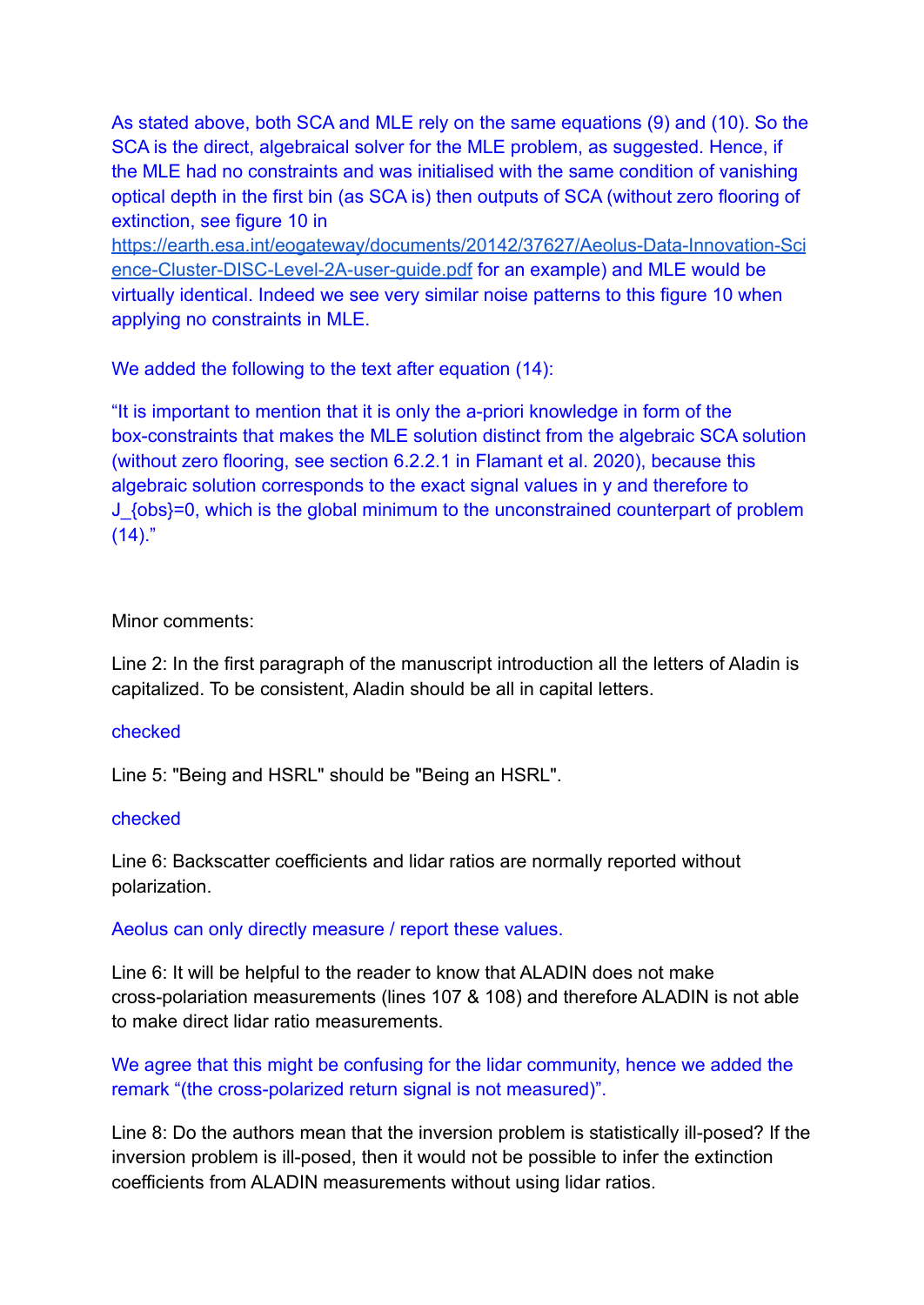As stated above, both SCA and MLE rely on the same equations (9) and (10). So the SCA is the direct, algebraical solver for the MLE problem, as suggested. Hence, if the MLE had no constraints and was initialised with the same condition of vanishing optical depth in the first bin (as SCA is) then outputs of SCA (without zero flooring of extinction, see figure 10 in https://earth.esa.int/eogateway/documents/20142/37627/Aeolus-Data-Innovation-Science-Cluster-DISC-Level-2A-user-guide.pdf for an example) and MLE would be virtually identical. Indeed we see very similar noise patterns to this figure 10 when applying no constraints in MLE.

We added the following to the text after equation (14):

"It is important to mention that it is only the a-priori knowledge in form of the box-constraints that makes the MLE solution distinct from the algebraic SCA solution (without zero flooring, see section 6.2.2.1 in Flamant et al. 2020), because this algebraic solution corresponds to the exact signal values in y and therefore to $J_{obs}=0$, which is the global minimum to the unconstrained counterpart of problem (14)."

Minor comments:

Line 2: In the first paragraph of the manuscript introduction all the letters of Aladin is capitalized. To be consistent, Aladin should be all in capital letters.

checked

Line 5: "Being and HSRL" should be "Being an HSRL".

checked

Line 6: Backscatter coefficients and lidar ratios are normally reported without polarization.

Aeolus can only directly measure / report these values.

Line 6: It will be helpful to the reader to know that ALADIN does not make cross-polariation measurements (lines 107 & 108) and therefore ALADIN is not able to make direct lidar ratio measurements.

We agree that this might be confusing for the lidar community, hence we added the remark "(the cross-polarized return signal is not measured)".

Line 8: Do the authors mean that the inversion problem is statistically ill-posed? If the inversion problem is ill-posed, then it would not be possible to infer the extinction coefficients from ALADIN measurements without using lidar ratios.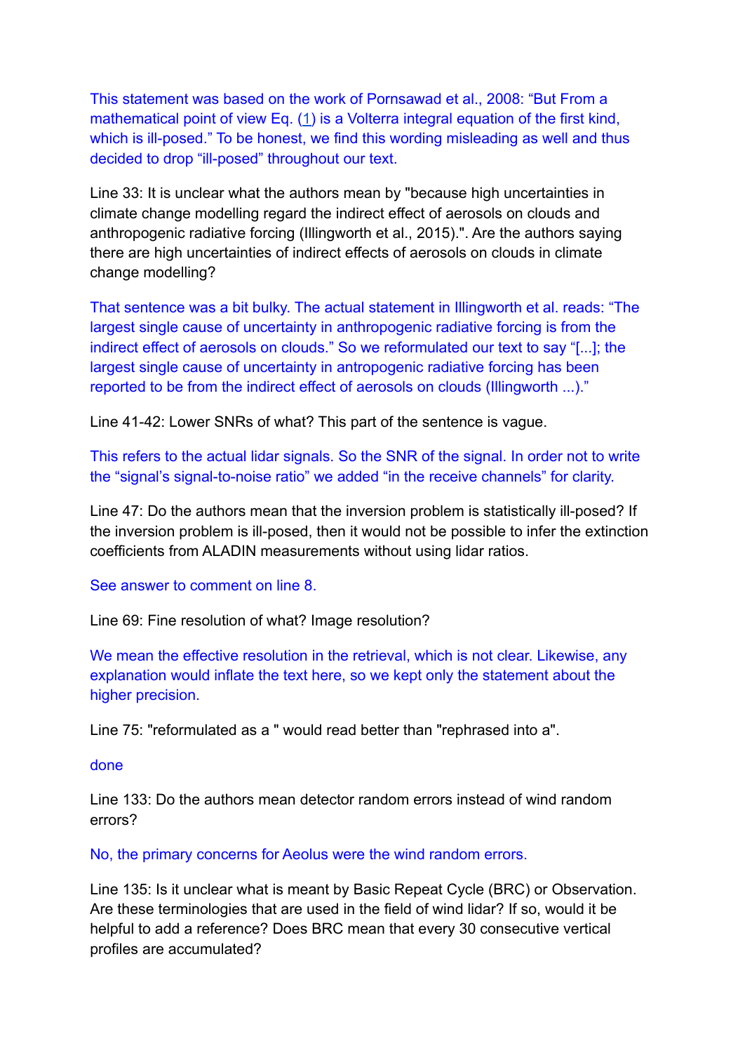This statement was based on the work of Pornsawad et al., 2008: “But From a mathematical point of view Eq. (1) is a Volterra integral equation of the first kind, which is ill-posed.” To be honest, we find this wording misleading as well and thus decided to drop “ill-posed” throughout our text.

Line 33: It is unclear what the authors mean by "because high uncertainties in climate change modelling regard the indirect effect of aerosols on clouds and anthropogenic radiative forcing (Illingworth et al., 2015).". Are the authors saying there are high uncertainties of indirect effects of aerosols on clouds in climate change modelling?

That sentence was a bit bulky. The actual statement in Illingworth et al. reads: “The largest single cause of uncertainty in anthropogenic radiative forcing is from the indirect effect of aerosols on clouds.” So we reformulated our text to say “[...]; the largest single cause of uncertainty in antropogenic radiative forcing has been reported to be from the indirect effect of aerosols on clouds (Illingworth ...).”

Line 41-42: Lower SNRs of what? This part of the sentence is vague.

This refers to the actual lidar signals. So the SNR of the signal. In order not to write the “signal’s signal-to-noise ratio” we added “in the receive channels” for clarity.

Line 47: Do the authors mean that the inversion problem is statistically ill-posed? If the inversion problem is ill-posed, then it would not be possible to infer the extinction coefficients from ALADIN measurements without using lidar ratios.

See answer to comment on line 8.

Line 69: Fine resolution of what? Image resolution?

We mean the effective resolution in the retrieval, which is not clear. Likewise, any explanation would inflate the text here, so we kept only the statement about the higher precision.

Line 75: "reformulated as a " would read better than "rephrased into a".

done

Line 133: Do the authors mean detector random errors instead of wind random errors?

No, the primary concerns for Aeolus were the wind random errors.

Line 135: Is it unclear what is meant by Basic Repeat Cycle (BRC) or Observation. Are these terminologies that are used in the field of wind lidar? If so, would it be helpful to add a reference? Does BRC mean that every 30 consecutive vertical profiles are accumulated?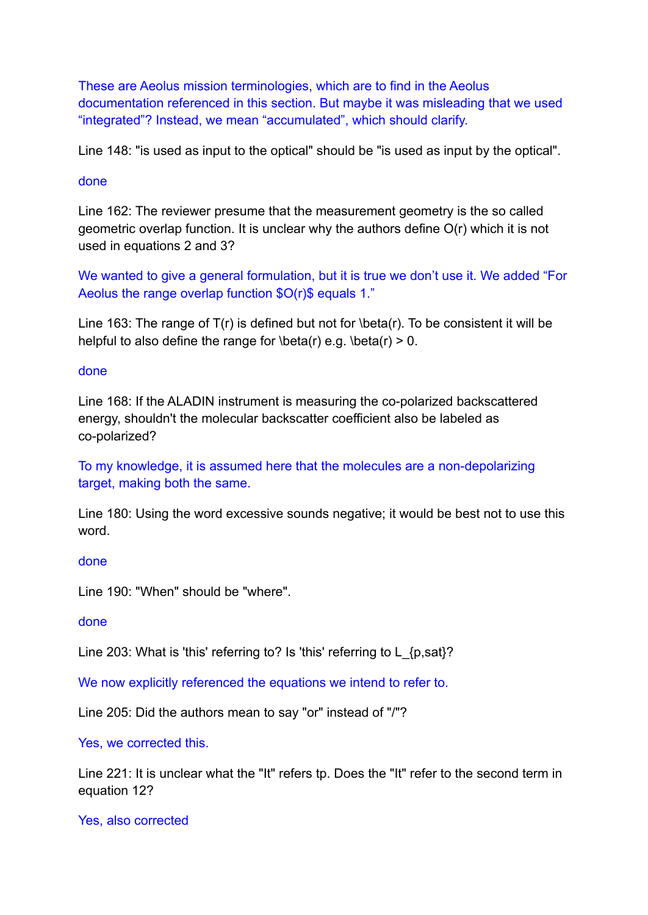These are Aeolus mission terminologies, which are to find in the Aeolus documentation referenced in this section. But maybe it was misleading that we used “integrated”? Instead, we mean “accumulated”, which should clarify.

Line 148: "is used as input to the optical" should be "is used as input by the optical".

done

Line 162: The reviewer presume that the measurement geometry is the so called geometric overlap function. It is unclear why the authors define O(r) which it is not used in equations 2 and 3?

We wanted to give a general formulation, but it is true we don’t use it. We added “For Aeolus the range overlap function $O(r)$ equals 1.”

Line 163: The range of T(r) is defined but not for \beta(r). To be consistent it will be helpful to also define the range for \beta(r) e.g. \beta(r) > 0.

done

Line 168: If the ALADIN instrument is measuring the co-polarized backscattered energy, shouldn't the molecular backscatter coefficient also be labeled as co-polarized?

To my knowledge, it is assumed here that the molecules are a non-depolarizing target, making both the same.

Line 180: Using the word excessive sounds negative; it would be best not to use this word.

done

Line 190: "When" should be "where".

done

Line 203: What is 'this' referring to? Is 'this' referring to L_{p,sat}?

We now explicitly referenced the equations we intend to refer to.

Line 205: Did the authors mean to say "or" instead of "/"?

Yes, we corrected this.

Line 221: It is unclear what the "It" refers tp. Does the "It" refer to the second term in equation 12?

Yes, also corrected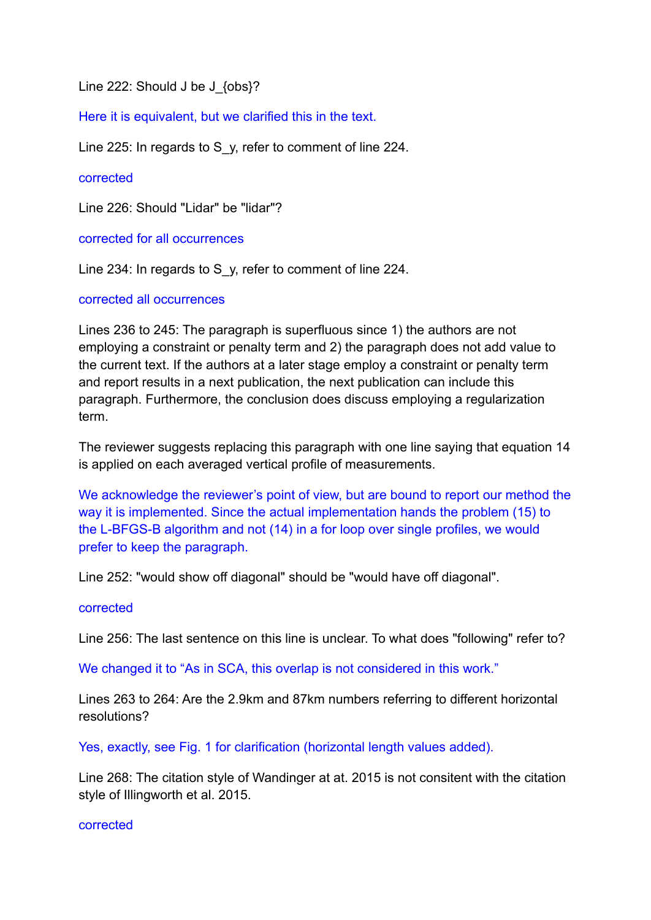Line 222: Should J be $J_{obs}$?

Here it is equivalent, but we clarified this in the text.

Line 225: In regards to $S_y$, refer to comment of line 224.

corrected

Line 226: Should "Lidar" be "lidar"?

corrected for all occurrences

Line 234: In regards to $S_y$, refer to comment of line 224.

corrected all occurrences

Lines 236 to 245: The paragraph is superfluous since 1) the authors are not employing a constraint or penalty term and 2) the paragraph does not add value to the current text. If the authors at a later stage employ a constraint or penalty term and report results in a next publication, the next publication can include this paragraph. Furthermore, the conclusion does discuss employing a regularization term.

The reviewer suggests replacing this paragraph with one line saying that equation 14 is applied on each averaged vertical profile of measurements.

We acknowledge the reviewer's point of view, but are bound to report our method the way it is implemented. Since the actual implementation hands the problem (15) to the L-BFGS-B algorithm and not (14) in a for loop over single profiles, we would prefer to keep the paragraph.

Line 252: "would show off diagonal" should be "would have off diagonal".

corrected

Line 256: The last sentence on this line is unclear. To what does "following" refer to?

We changed it to "As in SCA, this overlap is not considered in this work."

Lines 263 to 264: Are the 2.9km and 87km numbers referring to different horizontal resolutions?

Yes, exactly, see Fig. 1 for clarification (horizontal length values added).

Line 268: The citation style of Wandinger at at. 2015 is not consitent with the citation style of Illingworth et al. 2015.

corrected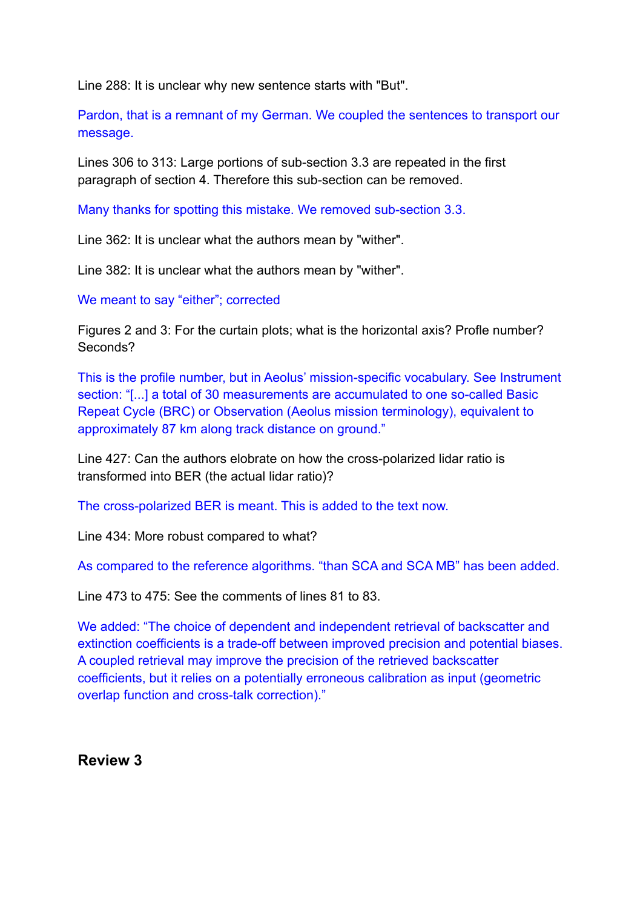Line 288: It is unclear why new sentence starts with "But".

Pardon, that is a remnant of my German. We coupled the sentences to transport our message.

Lines 306 to 313: Large portions of sub-section 3.3 are repeated in the first paragraph of section 4. Therefore this sub-section can be removed.

Many thanks for spotting this mistake. We removed sub-section 3.3.

Line 362: It is unclear what the authors mean by "wither".

Line 382: It is unclear what the authors mean by "wither".

We meant to say “either”; corrected

Figures 2 and 3: For the curtain plots; what is the horizontal axis? Profle number? Seconds?

This is the profile number, but in Aeolus’ mission-specific vocabulary. See Instrument section: “[...] a total of 30 measurements are accumulated to one so-called Basic Repeat Cycle (BRC) or Observation (Aeolus mission terminology), equivalent to approximately 87 km along track distance on ground.”

Line 427: Can the authors elobrate on how the cross-polarized lidar ratio is transformed into BER (the actual lidar ratio)?

The cross-polarized BER is meant. This is added to the text now.

Line 434: More robust compared to what?

As compared to the reference algorithms. “than SCA and SCA MB” has been added.

Line 473 to 475: See the comments of lines 81 to 83.

We added: “The choice of dependent and independent retrieval of backscatter and extinction coefficients is a trade-off between improved precision and potential biases. A coupled retrieval may improve the precision of the retrieved backscatter coefficients, but it relies on a potentially erroneous calibration as input (geometric overlap function and cross-talk correction).”

## Review 3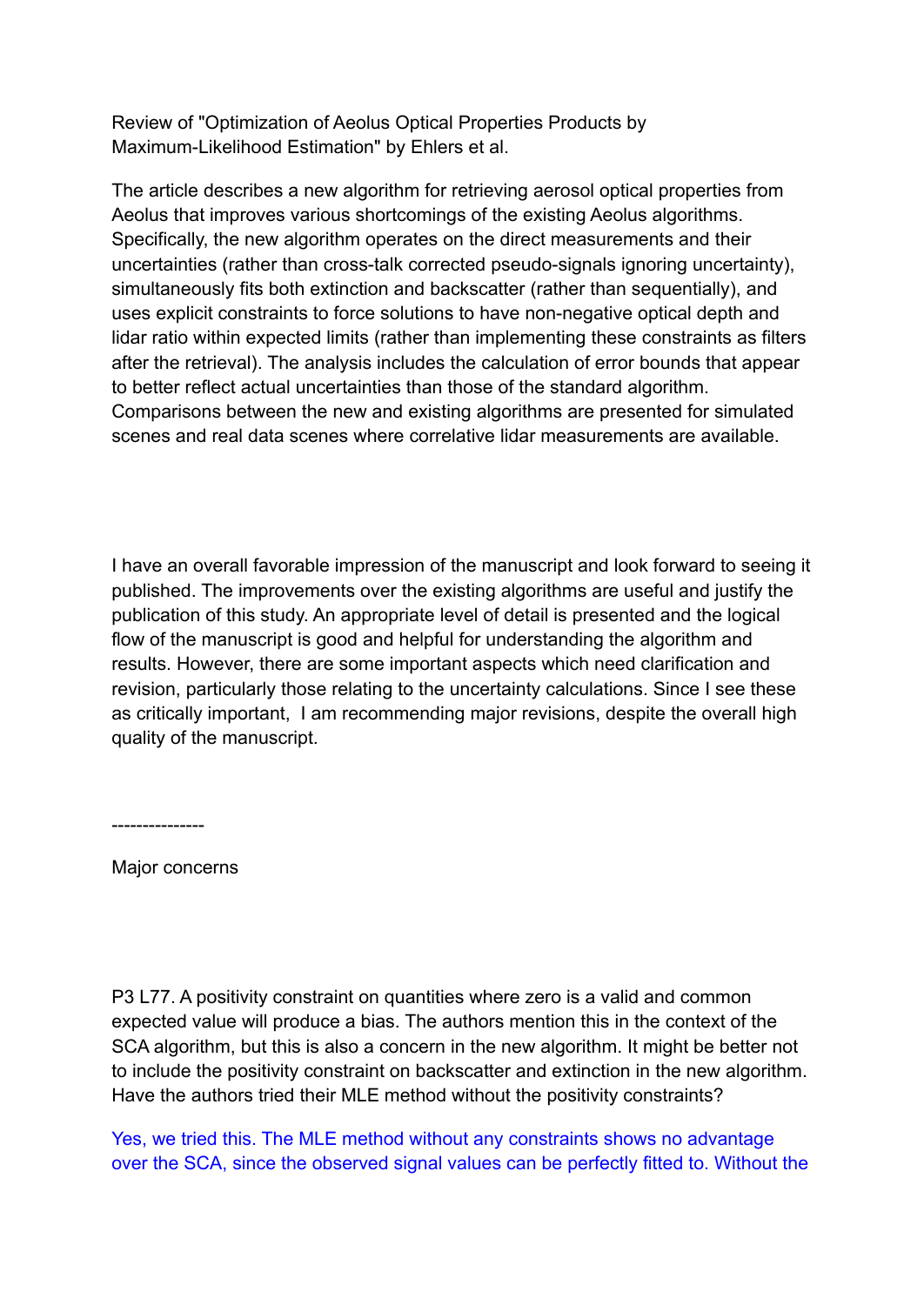Review of "Optimization of Aeolus Optical Properties Products by Maximum-Likelihood Estimation" by Ehlers et al.

The article describes a new algorithm for retrieving aerosol optical properties from Aeolus that improves various shortcomings of the existing Aeolus algorithms. Specifically, the new algorithm operates on the direct measurements and their uncertainties (rather than cross-talk corrected pseudo-signals ignoring uncertainty), simultaneously fits both extinction and backscatter (rather than sequentially), and uses explicit constraints to force solutions to have non-negative optical depth and lidar ratio within expected limits (rather than implementing these constraints as filters after the retrieval). The analysis includes the calculation of error bounds that appear to better reflect actual uncertainties than those of the standard algorithm. Comparisons between the new and existing algorithms are presented for simulated scenes and real data scenes where correlative lidar measurements are available.

I have an overall favorable impression of the manuscript and look forward to seeing it published. The improvements over the existing algorithms are useful and justify the publication of this study. An appropriate level of detail is presented and the logical flow of the manuscript is good and helpful for understanding the algorithm and results. However, there are some important aspects which need clarification and revision, particularly those relating to the uncertainty calculations. Since I see these as critically important, I am recommending major revisions, despite the overall high quality of the manuscript.

---------------

Major concerns

P3 L77. A positivity constraint on quantities where zero is a valid and common expected value will produce a bias. The authors mention this in the context of the SCA algorithm, but this is also a concern in the new algorithm. It might be better not to include the positivity constraint on backscatter and extinction in the new algorithm. Have the authors tried their MLE method without the positivity constraints?

Yes, we tried this. The MLE method without any constraints shows no advantage over the SCA, since the observed signal values can be perfectly fitted to. Without the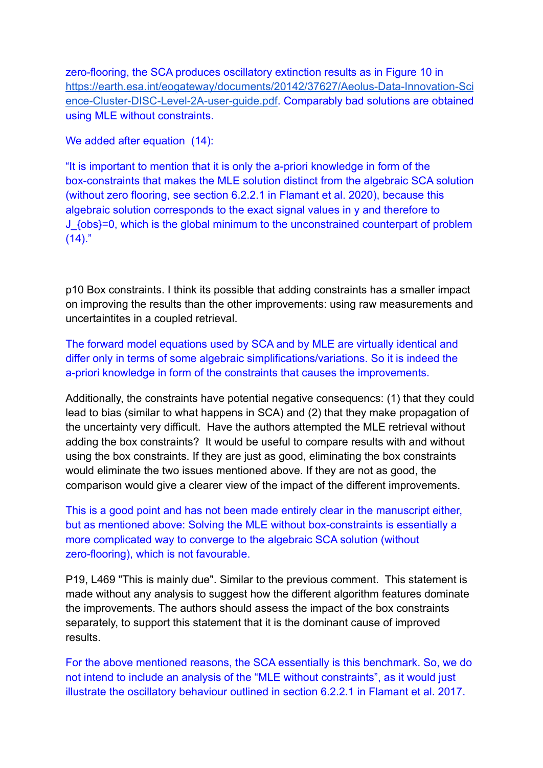zero-flooring, the SCA produces oscillatory extinction results as in Figure 10 in https://earth.esa.int/eogateway/documents/20142/37627/Aeolus-Data-Innovation-Science-Cluster-DISC-Level-2A-user-guide.pdf. Comparably bad solutions are obtained using MLE without constraints.

We added after equation (14):

"It is important to mention that it is only the a-priori knowledge in form of the box-constraints that makes the MLE solution distinct from the algebraic SCA solution (without zero flooring, see section 6.2.2.1 in Flamant et al. 2020), because this algebraic solution corresponds to the exact signal values in y and therefore to $J_{obs}=0$, which is the global minimum to the unconstrained counterpart of problem (14)."

p10 Box constraints. I think its possible that adding constraints has a smaller impact on improving the results than the other improvements: using raw measurements and uncertaintites in a coupled retrieval.

The forward model equations used by SCA and by MLE are virtually identical and differ only in terms of some algebraic simplifications/variations. So it is indeed the a-priori knowledge in form of the constraints that causes the improvements.

Additionally, the constraints have potential negative consequencs: (1) that they could lead to bias (similar to what happens in SCA) and (2) that they make propagation of the uncertainty very difficult. Have the authors attempted the MLE retrieval without adding the box constraints? It would be useful to compare results with and without using the box constraints. If they are just as good, eliminating the box constraints would eliminate the two issues mentioned above. If they are not as good, the comparison would give a clearer view of the impact of the different improvements.

This is a good point and has not been made entirely clear in the manuscript either, but as mentioned above: Solving the MLE without box-constraints is essentially a more complicated way to converge to the algebraic SCA solution (without zero-flooring), which is not favourable.

P19, L469 "This is mainly due". Similar to the previous comment. This statement is made without any analysis to suggest how the different algorithm features dominate the improvements. The authors should assess the impact of the box constraints separately, to support this statement that it is the dominant cause of improved results.

For the above mentioned reasons, the SCA essentially is this benchmark. So, we do not intend to include an analysis of the "MLE without constraints", as it would just illustrate the oscillatory behaviour outlined in section 6.2.2.1 in Flamant et al. 2017.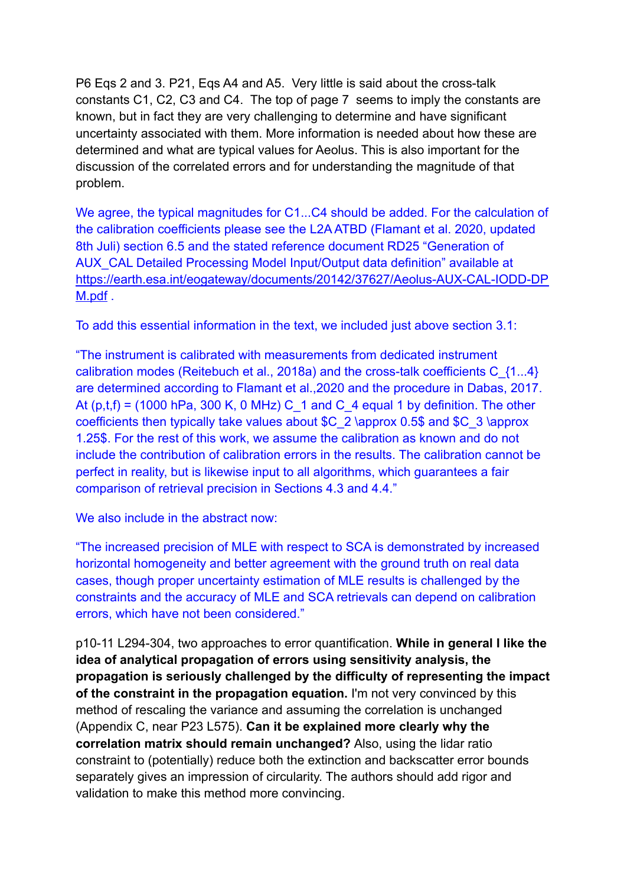P6 Eqs 2 and 3. P21, Eqs A4 and A5. Very little is said about the cross-talk constants C1, C2, C3 and C4. The top of page 7 seems to imply the constants are known, but in fact they are very challenging to determine and have significant uncertainty associated with them. More information is needed about how these are determined and what are typical values for Aeolus. This is also important for the discussion of the correlated errors and for understanding the magnitude of that problem.

We agree, the typical magnitudes for C1...C4 should be added. For the calculation of the calibration coefficients please see the L2A ATBD (Flamant et al. 2020, updated 8th Juli) section 6.5 and the stated reference document RD25 "Generation of AUX_CAL Detailed Processing Model Input/Output data definition" available at https://earth.esa.int/eogateway/documents/20142/37627/Aeolus-AUX-CAL-IODD-DPM.pdf .

To add this essential information in the text, we included just above section 3.1:

"The instrument is calibrated with measurements from dedicated instrument calibration modes (Reitebuch et al., 2018a) and the cross-talk coefficients C_{1...4} are determined according to Flamant et al.,2020 and the procedure in Dabas, 2017. At (p,t,f) = (1000 hPa, 300 K, 0 MHz) C_1 and C_4 equal 1 by definition. The other coefficients then typically take values about $C_2 \approx 0.5$ and $C_3 \approx 1.25$. For the rest of this work, we assume the calibration as known and do not include the contribution of calibration errors in the results. The calibration cannot be perfect in reality, but is likewise input to all algorithms, which guarantees a fair comparison of retrieval precision in Sections 4.3 and 4.4."

We also include in the abstract now:

"The increased precision of MLE with respect to SCA is demonstrated by increased horizontal homogeneity and better agreement with the ground truth on real data cases, though proper uncertainty estimation of MLE results is challenged by the constraints and the accuracy of MLE and SCA retrievals can depend on calibration errors, which have not been considered."

p10-11 L294-304, two approaches to error quantification. **While in general I like the idea of analytical propagation of errors using sensitivity analysis, the propagation is seriously challenged by the difficulty of representing the impact of the constraint in the propagation equation.** I'm not very convinced by this method of rescaling the variance and assuming the correlation is unchanged (Appendix C, near P23 L575). **Can it be explained more clearly why the correlation matrix should remain unchanged?** Also, using the lidar ratio constraint to (potentially) reduce both the extinction and backscatter error bounds separately gives an impression of circularity. The authors should add rigor and validation to make this method more convincing.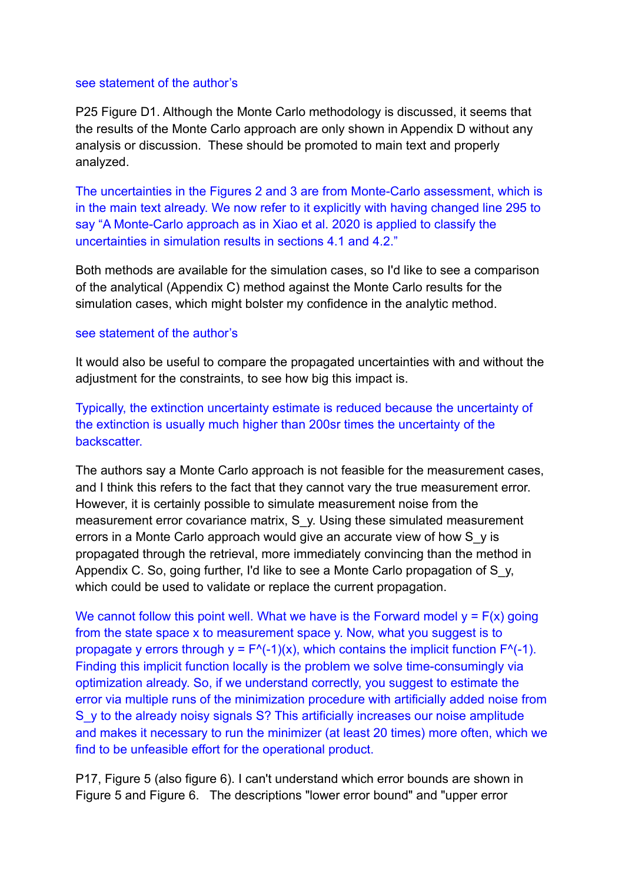see statement of the author's

P25 Figure D1. Although the Monte Carlo methodology is discussed, it seems that the results of the Monte Carlo approach are only shown in Appendix D without any analysis or discussion. These should be promoted to main text and properly analyzed.

The uncertainties in the Figures 2 and 3 are from Monte-Carlo assessment, which is in the main text already. We now refer to it explicitly with having changed line 295 to say "A Monte-Carlo approach as in Xiao et al. 2020 is applied to classify the uncertainties in simulation results in sections 4.1 and 4.2."

Both methods are available for the simulation cases, so I'd like to see a comparison of the analytical (Appendix C) method against the Monte Carlo results for the simulation cases, which might bolster my confidence in the analytic method.

see statement of the author's

It would also be useful to compare the propagated uncertainties with and without the adjustment for the constraints, to see how big this impact is.

Typically, the extinction uncertainty estimate is reduced because the uncertainty of the extinction is usually much higher than 200sr times the uncertainty of the backscatter.

The authors say a Monte Carlo approach is not feasible for the measurement cases, and I think this refers to the fact that they cannot vary the true measurement error. However, it is certainly possible to simulate measurement noise from the measurement error covariance matrix, $S_y$. Using these simulated measurement errors in a Monte Carlo approach would give an accurate view of how $S_y$ is propagated through the retrieval, more immediately convincing than the method in Appendix C. So, going further, I'd like to see a Monte Carlo propagation of $S_y$, which could be used to validate or replace the current propagation.

We cannot follow this point well. What we have is the Forward model $y = F(x)$ going from the state space x to measurement space y. Now, what you suggest is to propagate y errors through $y = F^{-1}(x)$, which contains the implicit function $F^{-1}$. Finding this implicit function locally is the problem we solve time-consumingly via optimization already. So, if we understand correctly, you suggest to estimate the error via multiple runs of the minimization procedure with artificially added noise from $S_y$ to the already noisy signals S? This artificially increases our noise amplitude and makes it necessary to run the minimizer (at least 20 times) more often, which we find to be unfeasible effort for the operational product.

P17, Figure 5 (also figure 6). I can't understand which error bounds are shown in Figure 5 and Figure 6. The descriptions "lower error bound" and "upper error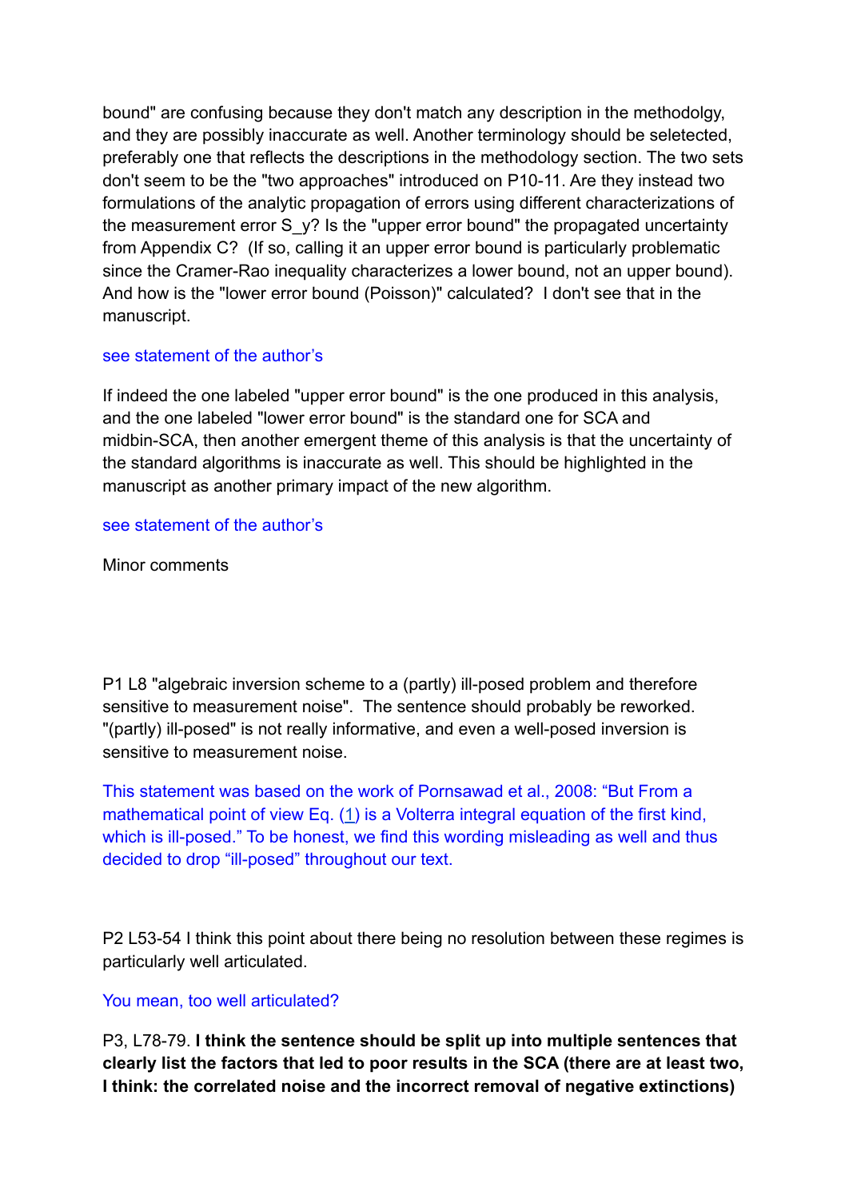bound" are confusing because they don't match any description in the methodolgy, and they are possibly inaccurate as well. Another terminology should be seletected, preferably one that reflects the descriptions in the methodology section. The two sets don't seem to be the "two approaches" introduced on P10-11. Are they instead two formulations of the analytic propagation of errors using different characterizations of the measurement error S_y? Is the "upper error bound" the propagated uncertainty from Appendix C? (If so, calling it an upper error bound is particularly problematic since the Cramer-Rao inequality characterizes a lower bound, not an upper bound). And how is the "lower error bound (Poisson)" calculated? I don't see that in the manuscript.

see statement of the author's

If indeed the one labeled "upper error bound" is the one produced in this analysis, and the one labeled "lower error bound" is the standard one for SCA and midbin-SCA, then another emergent theme of this analysis is that the uncertainty of the standard algorithms is inaccurate as well. This should be highlighted in the manuscript as another primary impact of the new algorithm.

see statement of the author's

Minor comments

P1 L8 "algebraic inversion scheme to a (partly) ill-posed problem and therefore sensitive to measurement noise". The sentence should probably be reworked. "(partly) ill-posed" is not really informative, and even a well-posed inversion is sensitive to measurement noise.

This statement was based on the work of Pornsawad et al., 2008: "But From a mathematical point of view Eq. (1) is a Volterra integral equation of the first kind, which is ill-posed." To be honest, we find this wording misleading as well and thus decided to drop "ill-posed" throughout our text.

P2 L53-54 I think this point about there being no resolution between these regimes is particularly well articulated.

You mean, too well articulated?

P3, L78-79. **I think the sentence should be split up into multiple sentences that clearly list the factors that led to poor results in the SCA (there are at least two, I think: the correlated noise and the incorrect removal of negative extinctions)**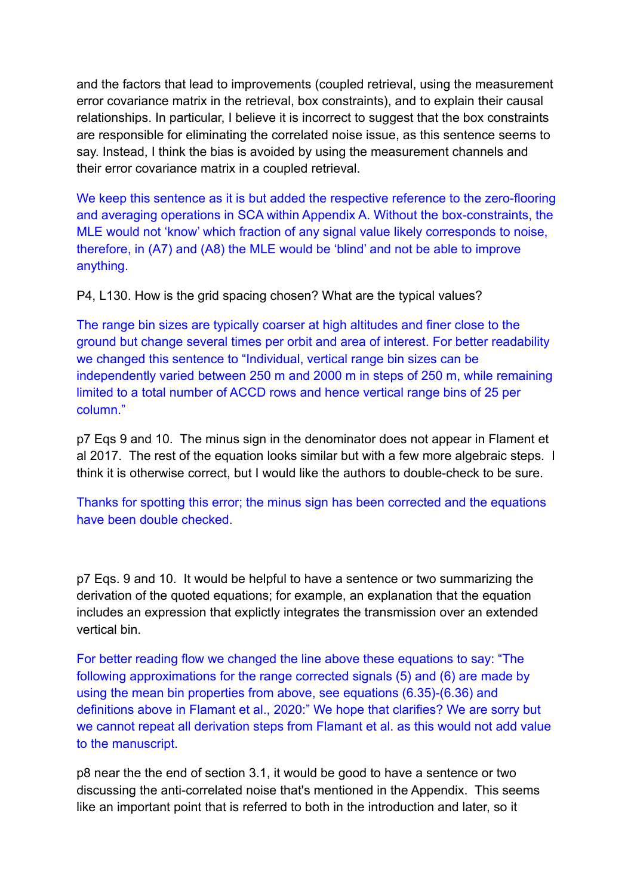and the factors that lead to improvements (coupled retrieval, using the measurement error covariance matrix in the retrieval, box constraints), and to explain their causal relationships. In particular, I believe it is incorrect to suggest that the box constraints are responsible for eliminating the correlated noise issue, as this sentence seems to say. Instead, I think the bias is avoided by using the measurement channels and their error covariance matrix in a coupled retrieval.

We keep this sentence as it is but added the respective reference to the zero-flooring and averaging operations in SCA within Appendix A. Without the box-constraints, the MLE would not ‘know’ which fraction of any signal value likely corresponds to noise, therefore, in (A7) and (A8) the MLE would be ‘blind’ and not be able to improve anything.

P4, L130. How is the grid spacing chosen? What are the typical values?

The range bin sizes are typically coarser at high altitudes and finer close to the ground but change several times per orbit and area of interest. For better readability we changed this sentence to “Individual, vertical range bin sizes can be independently varied between 250 m and 2000 m in steps of 250 m, while remaining limited to a total number of ACCD rows and hence vertical range bins of 25 per column.”

p7 Eqs 9 and 10. The minus sign in the denominator does not appear in Flament et al 2017. The rest of the equation looks similar but with a few more algebraic steps. I think it is otherwise correct, but I would like the authors to double-check to be sure.

Thanks for spotting this error; the minus sign has been corrected and the equations have been double checked.

p7 Eqs. 9 and 10. It would be helpful to have a sentence or two summarizing the derivation of the quoted equations; for example, an explanation that the equation includes an expression that explictly integrates the transmission over an extended vertical bin.

For better reading flow we changed the line above these equations to say: “The following approximations for the range corrected signals (5) and (6) are made by using the mean bin properties from above, see equations (6.35)-(6.36) and definitions above in Flamant et al., 2020:” We hope that clarifies? We are sorry but we cannot repeat all derivation steps from Flamant et al. as this would not add value to the manuscript.

p8 near the the end of section 3.1, it would be good to have a sentence or two discussing the anti-correlated noise that's mentioned in the Appendix. This seems like an important point that is referred to both in the introduction and later, so it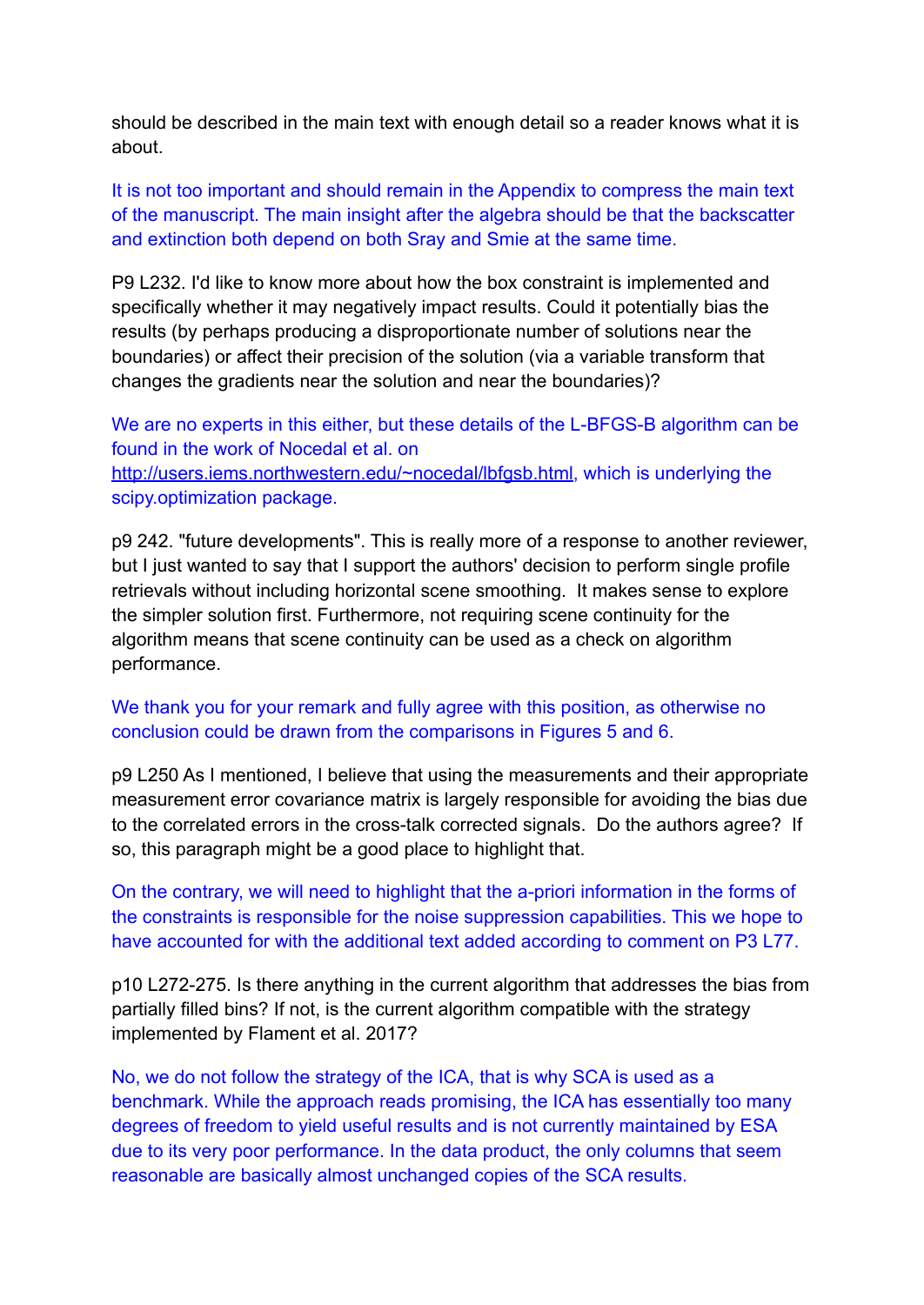should be described in the main text with enough detail so a reader knows what it is about.

It is not too important and should remain in the Appendix to compress the main text of the manuscript. The main insight after the algebra should be that the backscatter and extinction both depend on both Sray and Smie at the same time.

P9 L232. I'd like to know more about how the box constraint is implemented and specifically whether it may negatively impact results. Could it potentially bias the results (by perhaps producing a disproportionate number of solutions near the boundaries) or affect their precision of the solution (via a variable transform that changes the gradients near the solution and near the boundaries)?

We are no experts in this either, but these details of the L-BFGS-B algorithm can be found in the work of Nocedal et al. on http://users.iems.northwestern.edu/~nocedal/lbfgsb.html, which is underlying the scipy.optimization package.

p9 242. "future developments". This is really more of a response to another reviewer, but I just wanted to say that I support the authors' decision to perform single profile retrievals without including horizontal scene smoothing. It makes sense to explore the simpler solution first. Furthermore, not requiring scene continuity for the algorithm means that scene continuity can be used as a check on algorithm performance.

We thank you for your remark and fully agree with this position, as otherwise no conclusion could be drawn from the comparisons in Figures 5 and 6.

p9 L250 As I mentioned, I believe that using the measurements and their appropriate measurement error covariance matrix is largely responsible for avoiding the bias due to the correlated errors in the cross-talk corrected signals. Do the authors agree? If so, this paragraph might be a good place to highlight that.

On the contrary, we will need to highlight that the a-priori information in the forms of the constraints is responsible for the noise suppression capabilities. This we hope to have accounted for with the additional text added according to comment on P3 L77.

p10 L272-275. Is there anything in the current algorithm that addresses the bias from partially filled bins? If not, is the current algorithm compatible with the strategy implemented by Flament et al. 2017?

No, we do not follow the strategy of the ICA, that is why SCA is used as a benchmark. While the approach reads promising, the ICA has essentially too many degrees of freedom to yield useful results and is not currently maintained by ESA due to its very poor performance. In the data product, the only columns that seem reasonable are basically almost unchanged copies of the SCA results.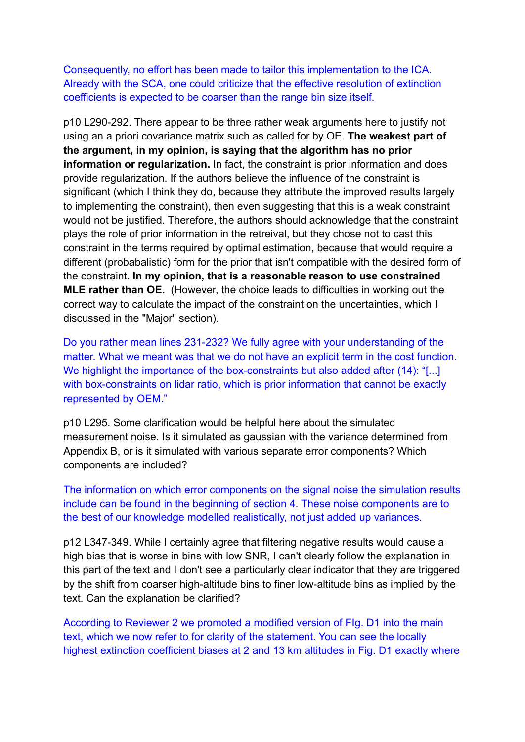Consequently, no effort has been made to tailor this implementation to the ICA. Already with the SCA, one could criticize that the effective resolution of extinction coefficients is expected to be coarser than the range bin size itself.

p10 L290-292. There appear to be three rather weak arguments here to justify not using an a priori covariance matrix such as called for by OE. **The weakest part of the argument, in my opinion, is saying that the algorithm has no prior information or regularization.** In fact, the constraint is prior information and does provide regularization. If the authors believe the influence of the constraint is significant (which I think they do, because they attribute the improved results largely to implementing the constraint), then even suggesting that this is a weak constraint would not be justified. Therefore, the authors should acknowledge that the constraint plays the role of prior information in the retreival, but they chose not to cast this constraint in the terms required by optimal estimation, because that would require a different (probabalistic) form for the prior that isn't compatible with the desired form of the constraint. **In my opinion, that is a reasonable reason to use constrained MLE rather than OE.** (However, the choice leads to difficulties in working out the correct way to calculate the impact of the constraint on the uncertainties, which I discussed in the "Major" section).

Do you rather mean lines 231-232? We fully agree with your understanding of the matter. What we meant was that we do not have an explicit term in the cost function. We highlight the importance of the box-constraints but also added after (14): "[...] with box-constraints on lidar ratio, which is prior information that cannot be exactly represented by OEM."

p10 L295. Some clarification would be helpful here about the simulated measurement noise. Is it simulated as gaussian with the variance determined from Appendix B, or is it simulated with various separate error components? Which components are included?

The information on which error components on the signal noise the simulation results include can be found in the beginning of section 4. These noise components are to the best of our knowledge modelled realistically, not just added up variances.

p12 L347-349. While I certainly agree that filtering negative results would cause a high bias that is worse in bins with low SNR, I can't clearly follow the explanation in this part of the text and I don't see a particularly clear indicator that they are triggered by the shift from coarser high-altitude bins to finer low-altitude bins as implied by the text. Can the explanation be clarified?

According to Reviewer 2 we promoted a modified version of FIg. D1 into the main text, which we now refer to for clarity of the statement. You can see the locally highest extinction coefficient biases at 2 and 13 km altitudes in Fig. D1 exactly where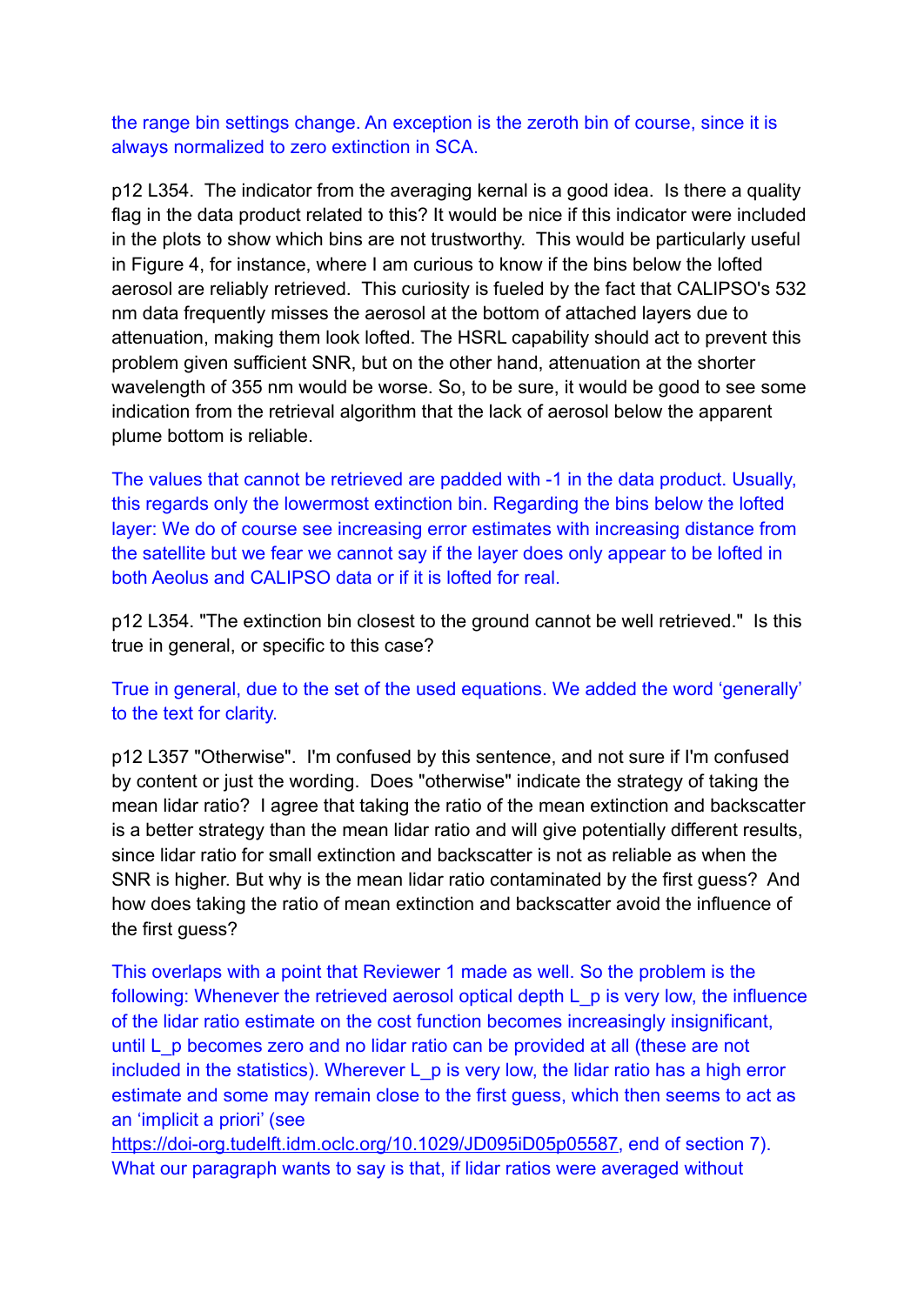the range bin settings change. An exception is the zeroth bin of course, since it is always normalized to zero extinction in SCA.

p12 L354. The indicator from the averaging kernal is a good idea. Is there a quality flag in the data product related to this? It would be nice if this indicator were included in the plots to show which bins are not trustworthy. This would be particularly useful in Figure 4, for instance, where I am curious to know if the bins below the lofted aerosol are reliably retrieved. This curiosity is fueled by the fact that CALIPSO's 532 nm data frequently misses the aerosol at the bottom of attached layers due to attenuation, making them look lofted. The HSRL capability should act to prevent this problem given sufficient SNR, but on the other hand, attenuation at the shorter wavelength of 355 nm would be worse. So, to be sure, it would be good to see some indication from the retrieval algorithm that the lack of aerosol below the apparent plume bottom is reliable.

The values that cannot be retrieved are padded with -1 in the data product. Usually, this regards only the lowermost extinction bin. Regarding the bins below the lofted layer: We do of course see increasing error estimates with increasing distance from the satellite but we fear we cannot say if the layer does only appear to be lofted in both Aeolus and CALIPSO data or if it is lofted for real.

p12 L354. "The extinction bin closest to the ground cannot be well retrieved." Is this true in general, or specific to this case?

True in general, due to the set of the used equations. We added the word 'generally' to the text for clarity.

p12 L357 "Otherwise". I'm confused by this sentence, and not sure if I'm confused by content or just the wording. Does "otherwise" indicate the strategy of taking the mean lidar ratio? I agree that taking the ratio of the mean extinction and backscatter is a better strategy than the mean lidar ratio and will give potentially different results, since lidar ratio for small extinction and backscatter is not as reliable as when the SNR is higher. But why is the mean lidar ratio contaminated by the first guess? And how does taking the ratio of mean extinction and backscatter avoid the influence of the first guess?

This overlaps with a point that Reviewer 1 made as well. So the problem is the following: Whenever the retrieved aerosol optical depth $L_p$ is very low, the influence of the lidar ratio estimate on the cost function becomes increasingly insignificant, until $L_p$ becomes zero and no lidar ratio can be provided at all (these are not included in the statistics). Wherever $L_p$ is very low, the lidar ratio has a high error estimate and some may remain close to the first guess, which then seems to act as an 'implicit a priori' (see https://doi-org.tudelft.idm.oclc.org/10.1029/JD095iD05p05587, end of section 7). What our paragraph wants to say is that, if lidar ratios were averaged without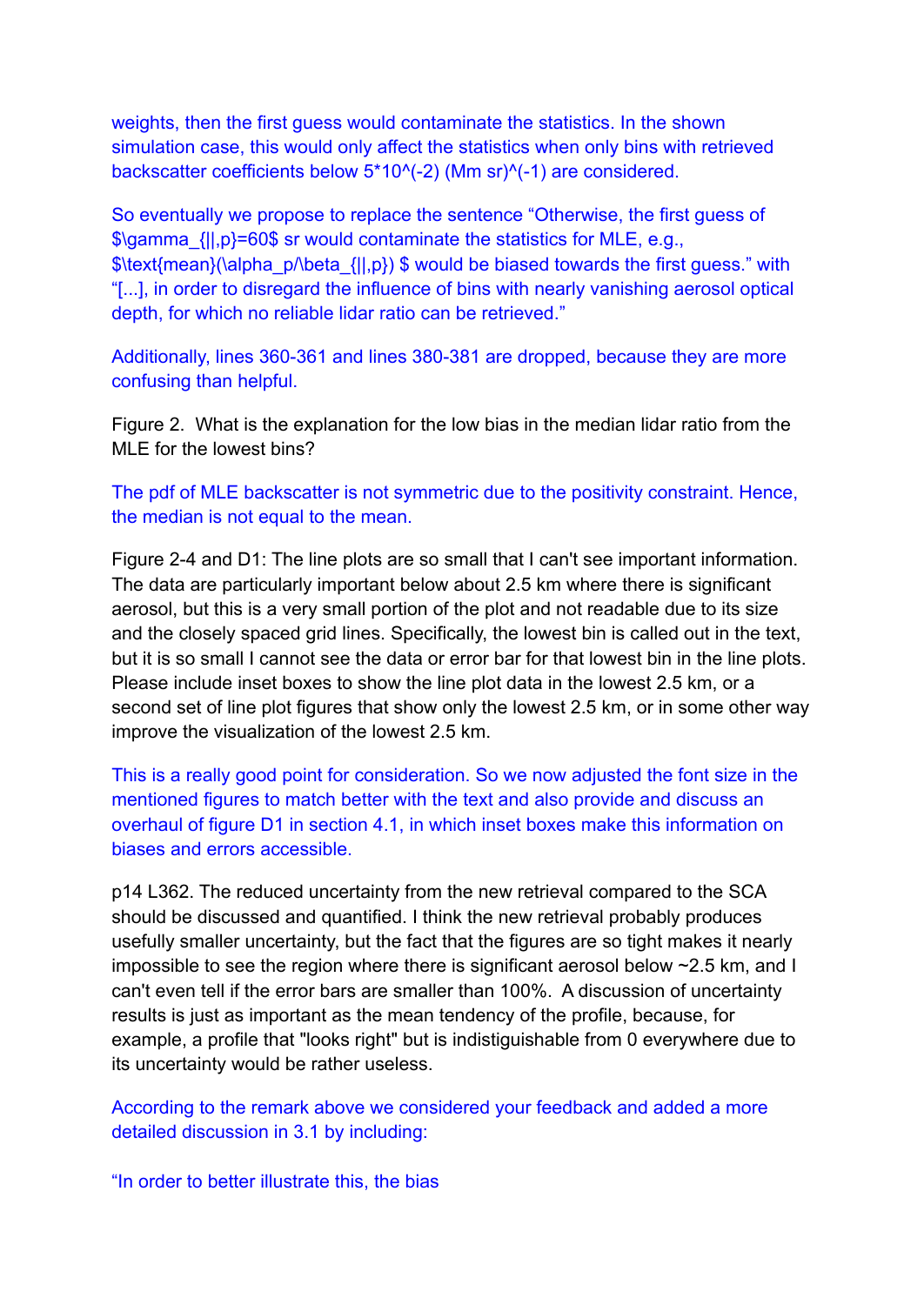weights, then the first guess would contaminate the statistics. In the shown simulation case, this would only affect the statistics when only bins with retrieved backscatter coefficients below $5*10^{-2}$ (Mm sr)$^{-1}$ are considered.

So eventually we propose to replace the sentence “Otherwise, the first guess of $\gamma_{||,p}=60$ sr would contaminate the statistics for MLE, e.g., $\text{mean}(\alpha_p/\beta_{||,p})$ would be biased towards the first guess.” with “[...], in order to disregard the influence of bins with nearly vanishing aerosol optical depth, for which no reliable lidar ratio can be retrieved.”

Additionally, lines 360-361 and lines 380-381 are dropped, because they are more confusing than helpful.

Figure 2. What is the explanation for the low bias in the median lidar ratio from the MLE for the lowest bins?

The pdf of MLE backscatter is not symmetric due to the positivity constraint. Hence, the median is not equal to the mean.

Figure 2-4 and D1: The line plots are so small that I can't see important information. The data are particularly important below about 2.5 km where there is significant aerosol, but this is a very small portion of the plot and not readable due to its size and the closely spaced grid lines. Specifically, the lowest bin is called out in the text, but it is so small I cannot see the data or error bar for that lowest bin in the line plots. Please include inset boxes to show the line plot data in the lowest 2.5 km, or a second set of line plot figures that show only the lowest 2.5 km, or in some other way improve the visualization of the lowest 2.5 km.

This is a really good point for consideration. So we now adjusted the font size in the mentioned figures to match better with the text and also provide and discuss an overhaul of figure D1 in section 4.1, in which inset boxes make this information on biases and errors accessible.

p14 L362. The reduced uncertainty from the new retrieval compared to the SCA should be discussed and quantified. I think the new retrieval probably produces usefully smaller uncertainty, but the fact that the figures are so tight makes it nearly impossible to see the region where there is significant aerosol below ~2.5 km, and I can't even tell if the error bars are smaller than 100%. A discussion of uncertainty results is just as important as the mean tendency of the profile, because, for example, a profile that "looks right" but is indistiguishable from 0 everywhere due to its uncertainty would be rather useless.

According to the remark above we considered your feedback and added a more detailed discussion in 3.1 by including:

“In order to better illustrate this, the bias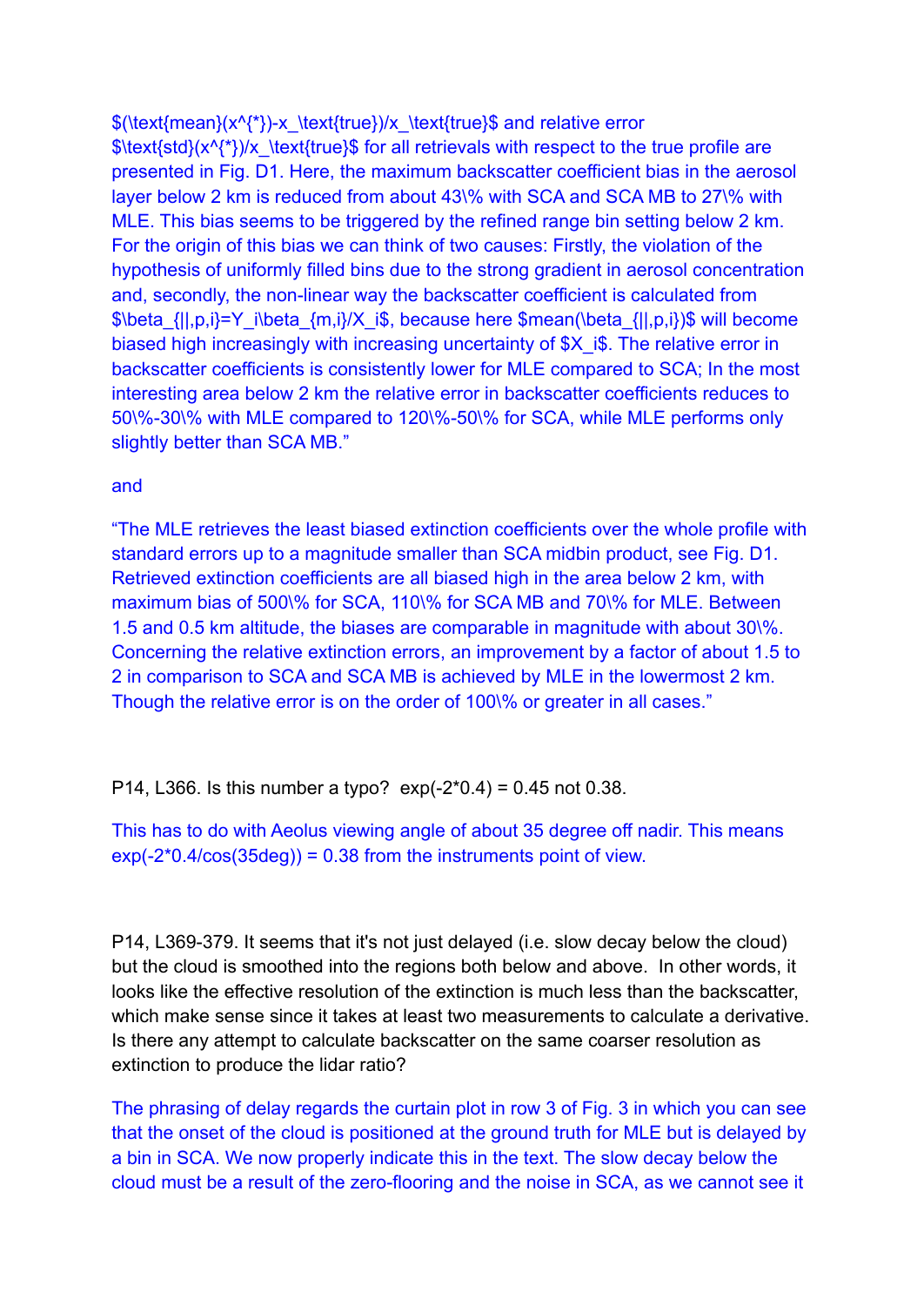$(\text{mean}(x^{*})-x_\text{true})/x_\text{true}$ and relative error $\text{std}(x^{*})/x_\text{true}$ for all retrievals with respect to the true profile are presented in Fig. D1. Here, the maximum backscatter coefficient bias in the aerosol layer below 2 km is reduced from about 43% with SCA and SCA MB to 27% with MLE. This bias seems to be triggered by the refined range bin setting below 2 km. For the origin of this bias we can think of two causes: Firstly, the violation of the hypothesis of uniformly filled bins due to the strong gradient in aerosol concentration and, secondly, the non-linear way the backscatter coefficient is calculated from $\beta_{||,p,i}=Y_i\beta_{m,i}/X_i$, because here $mean(\beta_{||,p,i})$ will become biased high increasingly with increasing uncertainty of $X_i$. The relative error in backscatter coefficients is consistently lower for MLE compared to SCA; In the most interesting area below 2 km the relative error in backscatter coefficients reduces to 50%-30% with MLE compared to 120%-50% for SCA, while MLE performs only slightly better than SCA MB."

and

"The MLE retrieves the least biased extinction coefficients over the whole profile with standard errors up to a magnitude smaller than SCA midbin product, see Fig. D1. Retrieved extinction coefficients are all biased high in the area below 2 km, with maximum bias of 500% for SCA, 110% for SCA MB and 70% for MLE. Between 1.5 and 0.5 km altitude, the biases are comparable in magnitude with about 30%. Concerning the relative extinction errors, an improvement by a factor of about 1.5 to 2 in comparison to SCA and SCA MB is achieved by MLE in the lowermost 2 km. Though the relative error is on the order of 100% or greater in all cases."

P14, L366. Is this number a typo? exp(-2*0.4) = 0.45 not 0.38.

This has to do with Aeolus viewing angle of about 35 degree off nadir. This means exp(-2*0.4/cos(35deg)) = 0.38 from the instruments point of view.

P14, L369-379. It seems that it's not just delayed (i.e. slow decay below the cloud) but the cloud is smoothed into the regions both below and above. In other words, it looks like the effective resolution of the extinction is much less than the backscatter, which make sense since it takes at least two measurements to calculate a derivative. Is there any attempt to calculate backscatter on the same coarser resolution as extinction to produce the lidar ratio?

The phrasing of delay regards the curtain plot in row 3 of Fig. 3 in which you can see that the onset of the cloud is positioned at the ground truth for MLE but is delayed by a bin in SCA. We now properly indicate this in the text. The slow decay below the cloud must be a result of the zero-flooring and the noise in SCA, as we cannot see it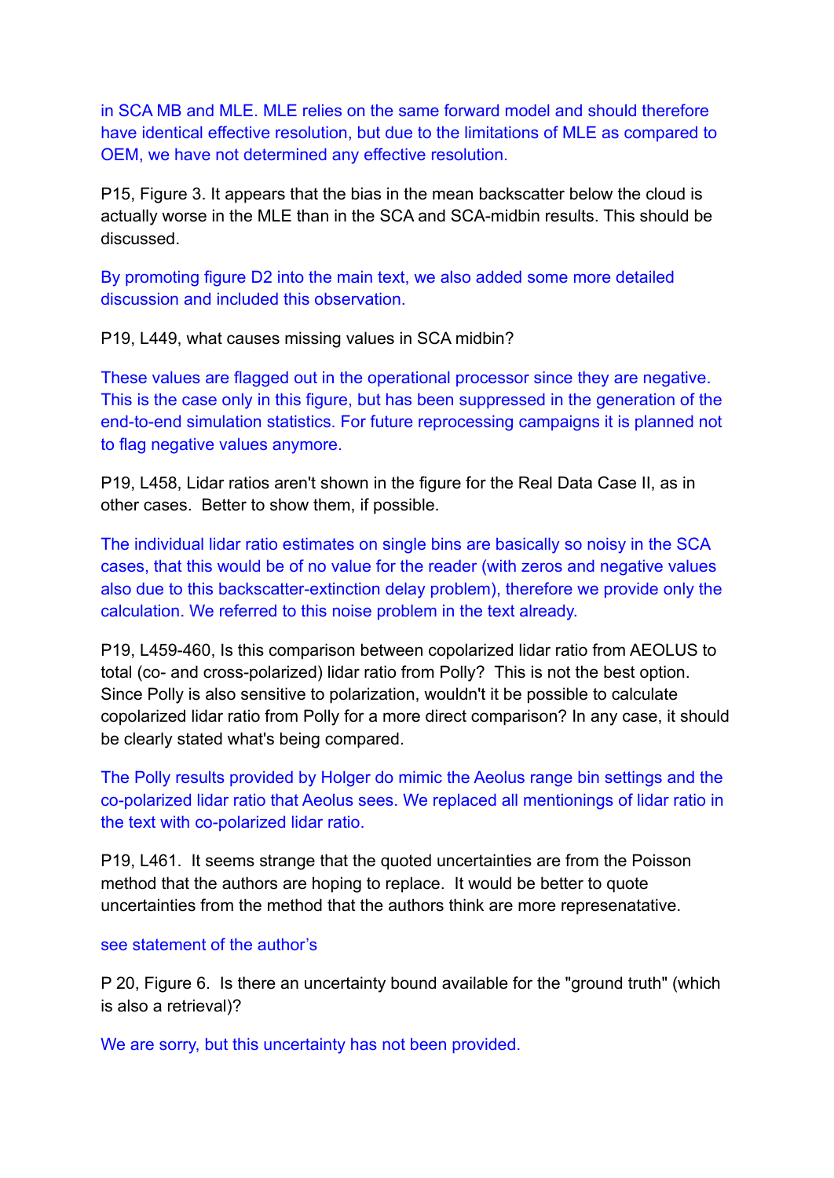in SCA MB and MLE. MLE relies on the same forward model and should therefore have identical effective resolution, but due to the limitations of MLE as compared to OEM, we have not determined any effective resolution.

P15, Figure 3. It appears that the bias in the mean backscatter below the cloud is actually worse in the MLE than in the SCA and SCA-midbin results. This should be discussed.

By promoting figure D2 into the main text, we also added some more detailed discussion and included this observation.

P19, L449, what causes missing values in SCA midbin?

These values are flagged out in the operational processor since they are negative. This is the case only in this figure, but has been suppressed in the generation of the end-to-end simulation statistics. For future reprocessing campaigns it is planned not to flag negative values anymore.

P19, L458, Lidar ratios aren't shown in the figure for the Real Data Case II, as in other cases. Better to show them, if possible.

The individual lidar ratio estimates on single bins are basically so noisy in the SCA cases, that this would be of no value for the reader (with zeros and negative values also due to this backscatter-extinction delay problem), therefore we provide only the calculation. We referred to this noise problem in the text already.

P19, L459-460, Is this comparison between copolarized lidar ratio from AEOLUS to total (co- and cross-polarized) lidar ratio from Polly? This is not the best option. Since Polly is also sensitive to polarization, wouldn't it be possible to calculate copolarized lidar ratio from Polly for a more direct comparison? In any case, it should be clearly stated what's being compared.

The Polly results provided by Holger do mimic the Aeolus range bin settings and the co-polarized lidar ratio that Aeolus sees. We replaced all mentionings of lidar ratio in the text with co-polarized lidar ratio.

P19, L461. It seems strange that the quoted uncertainties are from the Poisson method that the authors are hoping to replace. It would be better to quote uncertainties from the method that the authors think are more represenatative.

see statement of the author's

P 20, Figure 6. Is there an uncertainty bound available for the "ground truth" (which is also a retrieval)?

We are sorry, but this uncertainty has not been provided.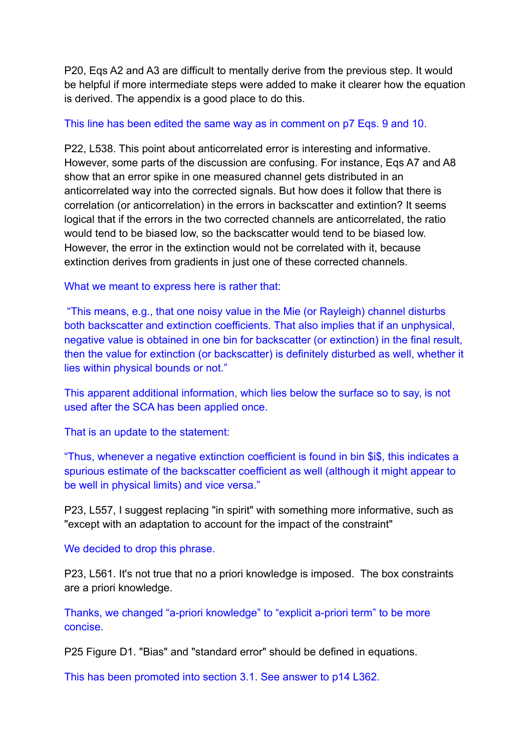P20, Eqs A2 and A3 are difficult to mentally derive from the previous step. It would be helpful if more intermediate steps were added to make it clearer how the equation is derived. The appendix is a good place to do this.

This line has been edited the same way as in comment on p7 Eqs. 9 and 10.

P22, L538. This point about anticorrelated error is interesting and informative. However, some parts of the discussion are confusing. For instance, Eqs A7 and A8 show that an error spike in one measured channel gets distributed in an anticorrelated way into the corrected signals. But how does it follow that there is correlation (or anticorrelation) in the errors in backscatter and extintion? It seems logical that if the errors in the two corrected channels are anticorrelated, the ratio would tend to be biased low, so the backscatter would tend to be biased low. However, the error in the extinction would not be correlated with it, because extinction derives from gradients in just one of these corrected channels.

What we meant to express here is rather that:

"This means, e.g., that one noisy value in the Mie (or Rayleigh) channel disturbs both backscatter and extinction coefficients. That also implies that if an unphysical, negative value is obtained in one bin for backscatter (or extinction) in the final result, then the value for extinction (or backscatter) is definitely disturbed as well, whether it lies within physical bounds or not."

This apparent additional information, which lies below the surface so to say, is not used after the SCA has been applied once.

That is an update to the statement:

"Thus, whenever a negative extinction coefficient is found in bin $i$, this indicates a spurious estimate of the backscatter coefficient as well (although it might appear to be well in physical limits) and vice versa."

P23, L557, I suggest replacing "in spirit" with something more informative, such as "except with an adaptation to account for the impact of the constraint"

We decided to drop this phrase.

P23, L561. It's not true that no a priori knowledge is imposed. The box constraints are a priori knowledge.

Thanks, we changed "a-priori knowledge" to "explicit a-priori term" to be more concise.

P25 Figure D1. "Bias" and "standard error" should be defined in equations.

This has been promoted into section 3.1. See answer to p14 L362.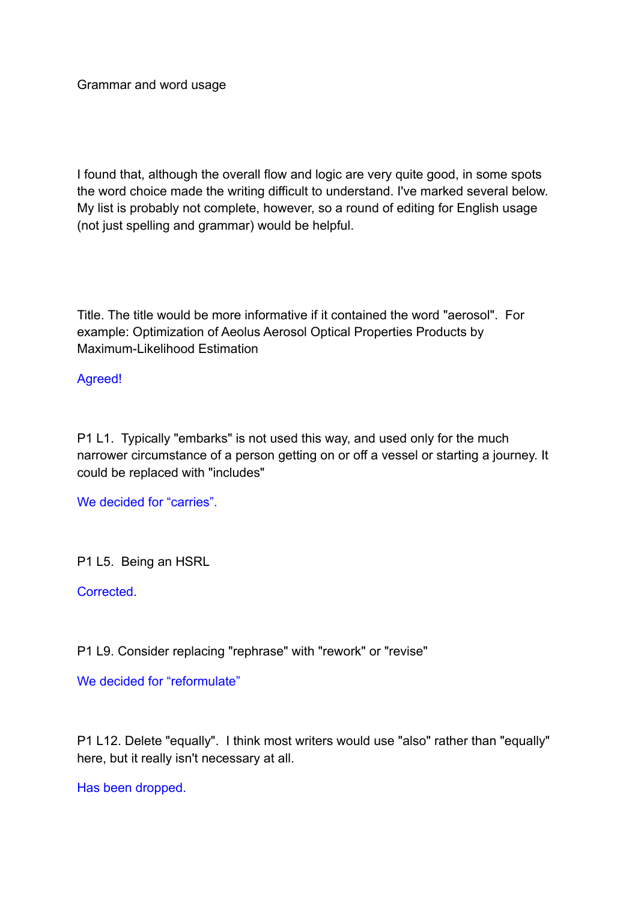Grammar and word usage

I found that, although the overall flow and logic are very quite good, in some spots the word choice made the writing difficult to understand. I've marked several below. My list is probably not complete, however, so a round of editing for English usage (not just spelling and grammar) would be helpful.

Title. The title would be more informative if it contained the word "aerosol". For example: Optimization of Aeolus Aerosol Optical Properties Products by Maximum-Likelihood Estimation

Agreed!

P1 L1. Typically "embarks" is not used this way, and used only for the much narrower circumstance of a person getting on or off a vessel or starting a journey. It could be replaced with "includes"

We decided for “carries”.

P1 L5. Being an HSRL

Corrected.

P1 L9. Consider replacing "rephrase" with "rework" or "revise"

We decided for “reformulate”

P1 L12. Delete "equally". I think most writers would use "also" rather than "equally" here, but it really isn't necessary at all.

Has been dropped.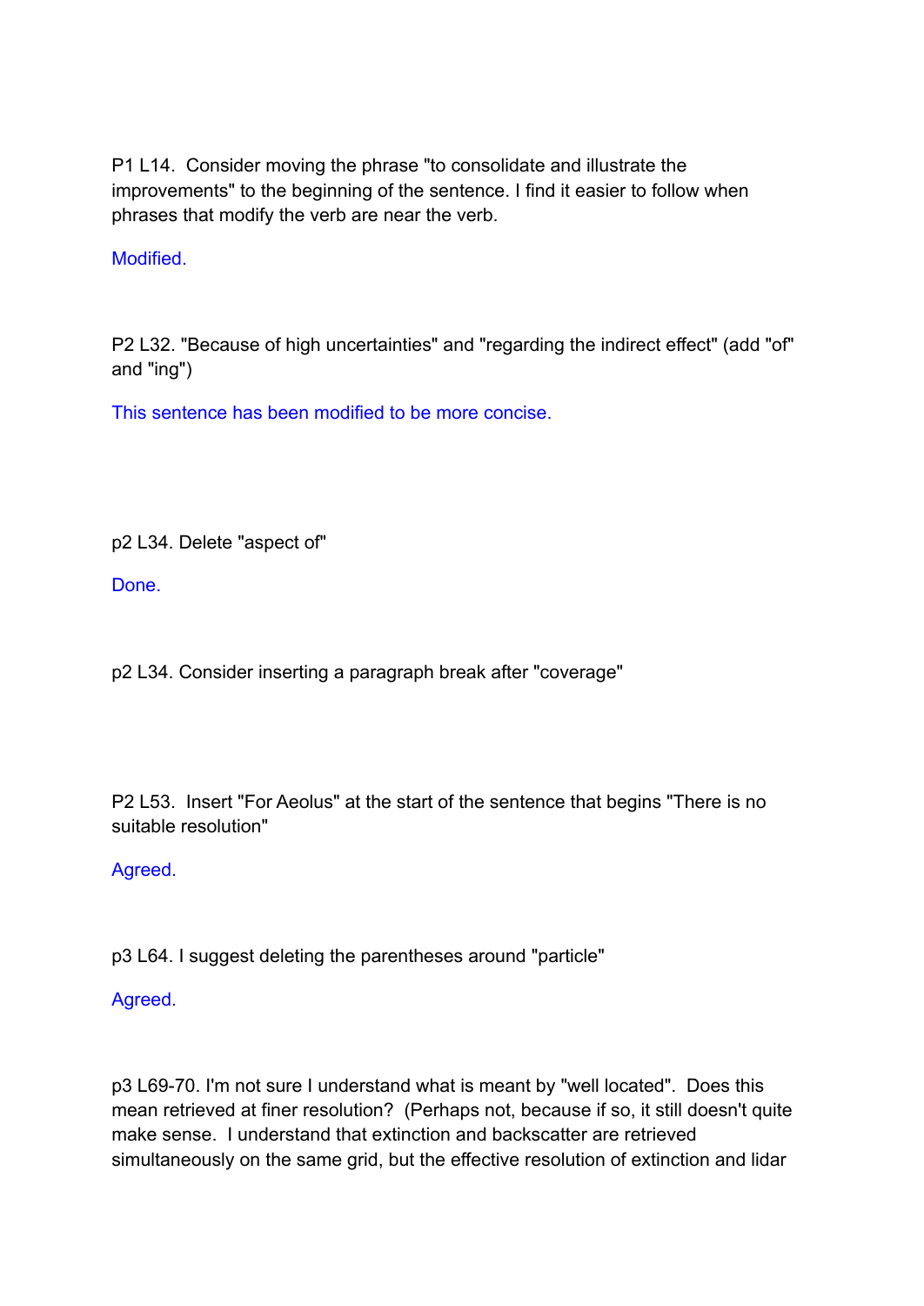P1 L14. Consider moving the phrase "to consolidate and illustrate the improvements" to the beginning of the sentence. I find it easier to follow when phrases that modify the verb are near the verb.

Modified.

P2 L32. "Because of high uncertainties" and "regarding the indirect effect" (add "of" and "ing")

This sentence has been modified to be more concise.

p2 L34. Delete "aspect of"

Done.

p2 L34. Consider inserting a paragraph break after "coverage"

P2 L53. Insert "For Aeolus" at the start of the sentence that begins "There is no suitable resolution"

Agreed.

p3 L64. I suggest deleting the parentheses around "particle"

Agreed.

p3 L69-70. I'm not sure I understand what is meant by "well located". Does this mean retrieved at finer resolution? (Perhaps not, because if so, it still doesn't quite make sense. I understand that extinction and backscatter are retrieved simultaneously on the same grid, but the effective resolution of extinction and lidar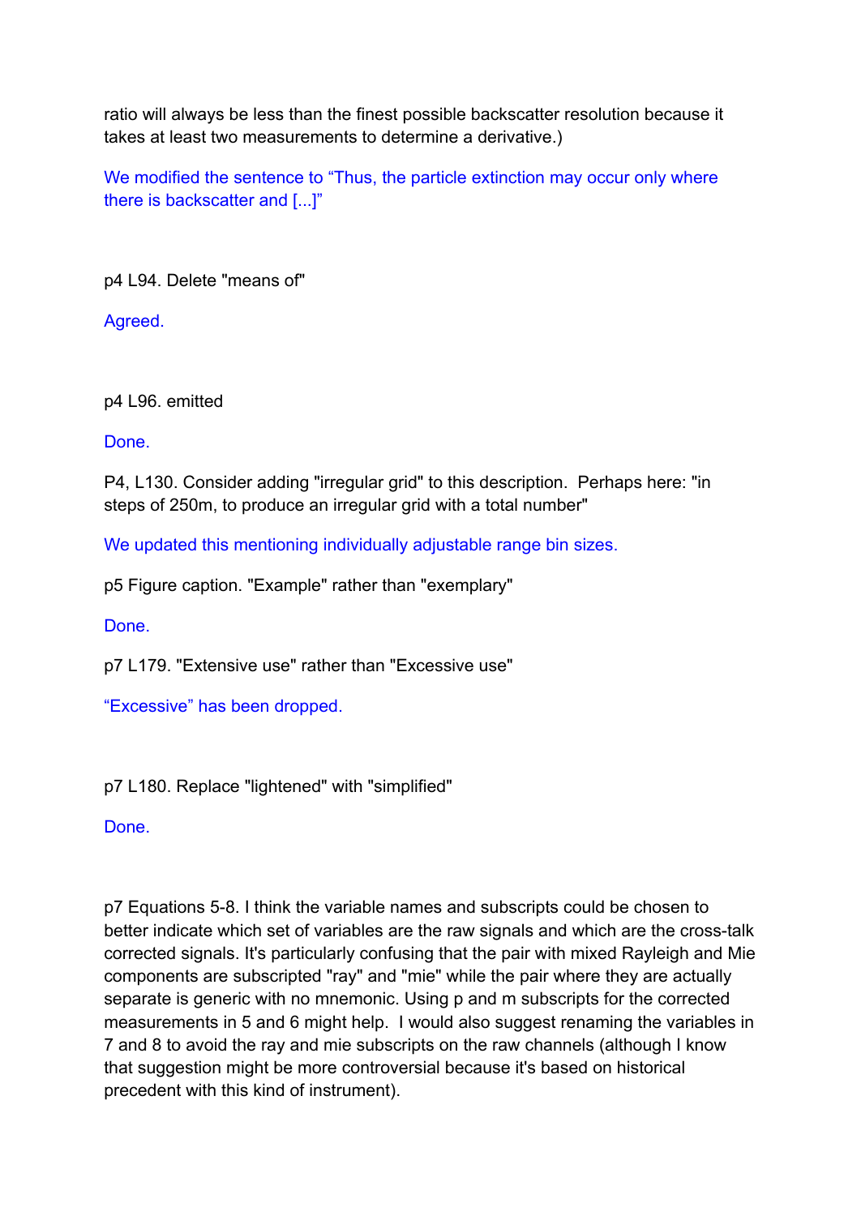ratio will always be less than the finest possible backscatter resolution because it takes at least two measurements to determine a derivative.)

We modified the sentence to "Thus, the particle extinction may occur only where there is backscatter and [...]"

p4 L94. Delete "means of"

Agreed.

p4 L96. emitted

Done.

P4, L130. Consider adding "irregular grid" to this description. Perhaps here: "in steps of 250m, to produce an irregular grid with a total number"

We updated this mentioning individually adjustable range bin sizes.

p5 Figure caption. "Example" rather than "exemplary"

Done.

p7 L179. "Extensive use" rather than "Excessive use"

"Excessive" has been dropped.

p7 L180. Replace "lightened" with "simplified"

Done.

p7 Equations 5-8. I think the variable names and subscripts could be chosen to better indicate which set of variables are the raw signals and which are the cross-talk corrected signals. It's particularly confusing that the pair with mixed Rayleigh and Mie components are subscripted "ray" and "mie" while the pair where they are actually separate is generic with no mnemonic. Using p and m subscripts for the corrected measurements in 5 and 6 might help. I would also suggest renaming the variables in 7 and 8 to avoid the ray and mie subscripts on the raw channels (although I know that suggestion might be more controversial because it's based on historical precedent with this kind of instrument).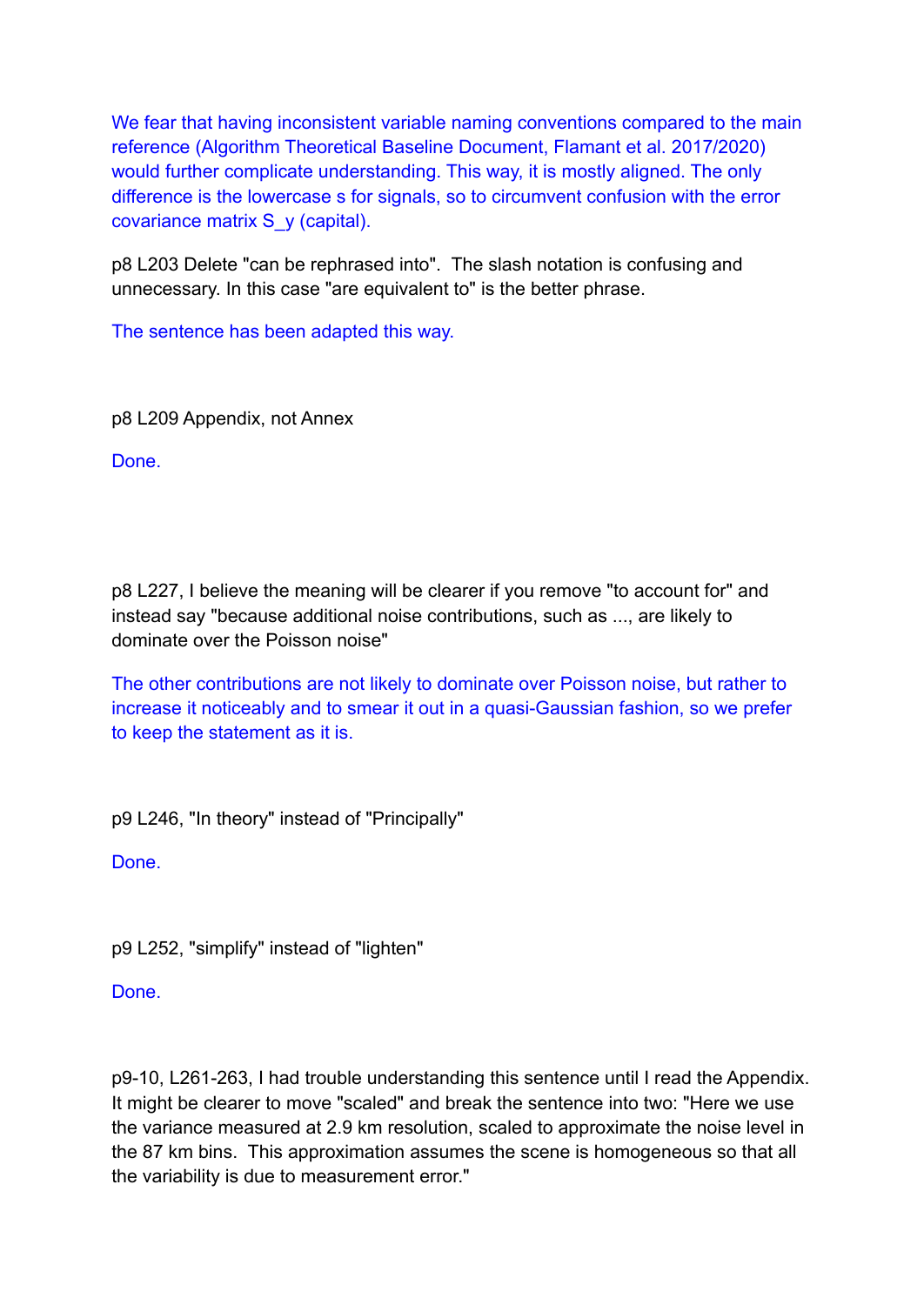We fear that having inconsistent variable naming conventions compared to the main reference (Algorithm Theoretical Baseline Document, Flamant et al. 2017/2020) would further complicate understanding. This way, it is mostly aligned. The only difference is the lowercase s for signals, so to circumvent confusion with the error covariance matrix $S_y$ (capital).

p8 L203 Delete "can be rephrased into". The slash notation is confusing and unnecessary. In this case "are equivalent to" is the better phrase.

The sentence has been adapted this way.

p8 L209 Appendix, not Annex

Done.

p8 L227, I believe the meaning will be clearer if you remove "to account for" and instead say "because additional noise contributions, such as ..., are likely to dominate over the Poisson noise"

The other contributions are not likely to dominate over Poisson noise, but rather to increase it noticeably and to smear it out in a quasi-Gaussian fashion, so we prefer to keep the statement as it is.

p9 L246, "In theory" instead of "Principally"

Done.

p9 L252, "simplify" instead of "lighten"

Done.

p9-10, L261-263, I had trouble understanding this sentence until I read the Appendix. It might be clearer to move "scaled" and break the sentence into two: "Here we use the variance measured at 2.9 km resolution, scaled to approximate the noise level in the 87 km bins. This approximation assumes the scene is homogeneous so that all the variability is due to measurement error."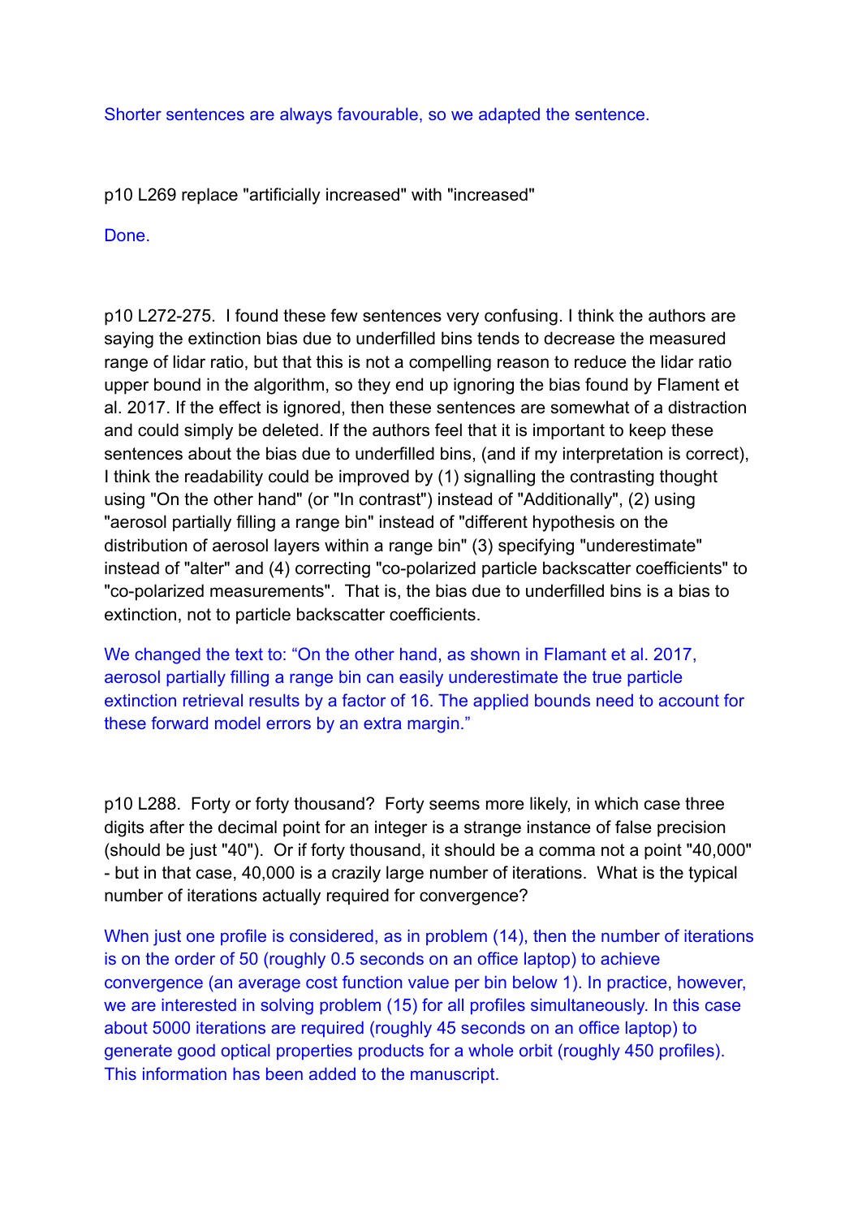Shorter sentences are always favourable, so we adapted the sentence.

p10 L269 replace "artificially increased" with "increased"

Done.

p10 L272-275. I found these few sentences very confusing. I think the authors are saying the extinction bias due to underfilled bins tends to decrease the measured range of lidar ratio, but that this is not a compelling reason to reduce the lidar ratio upper bound in the algorithm, so they end up ignoring the bias found by Flament et al. 2017. If the effect is ignored, then these sentences are somewhat of a distraction and could simply be deleted. If the authors feel that it is important to keep these sentences about the bias due to underfilled bins, (and if my interpretation is correct), I think the readability could be improved by (1) signalling the contrasting thought using "On the other hand" (or "In contrast") instead of "Additionally", (2) using "aerosol partially filling a range bin" instead of "different hypothesis on the distribution of aerosol layers within a range bin" (3) specifying "underestimate" instead of "alter" and (4) correcting "co-polarized particle backscatter coefficients" to "co-polarized measurements". That is, the bias due to underfilled bins is a bias to extinction, not to particle backscatter coefficients.

We changed the text to: "On the other hand, as shown in Flament et al. 2017, aerosol partially filling a range bin can easily underestimate the true particle extinction retrieval results by a factor of 16. The applied bounds need to account for these forward model errors by an extra margin."

p10 L288. Forty or forty thousand? Forty seems more likely, in which case three digits after the decimal point for an integer is a strange instance of false precision (should be just "40"). Or if forty thousand, it should be a comma not a point "40,000" - but in that case, 40,000 is a crazily large number of iterations. What is the typical number of iterations actually required for convergence?

When just one profile is considered, as in problem (14), then the number of iterations is on the order of 50 (roughly 0.5 seconds on an office laptop) to achieve convergence (an average cost function value per bin below 1). In practice, however, we are interested in solving problem (15) for all profiles simultaneously. In this case about 5000 iterations are required (roughly 45 seconds on an office laptop) to generate good optical properties products for a whole orbit (roughly 450 profiles). This information has been added to the manuscript.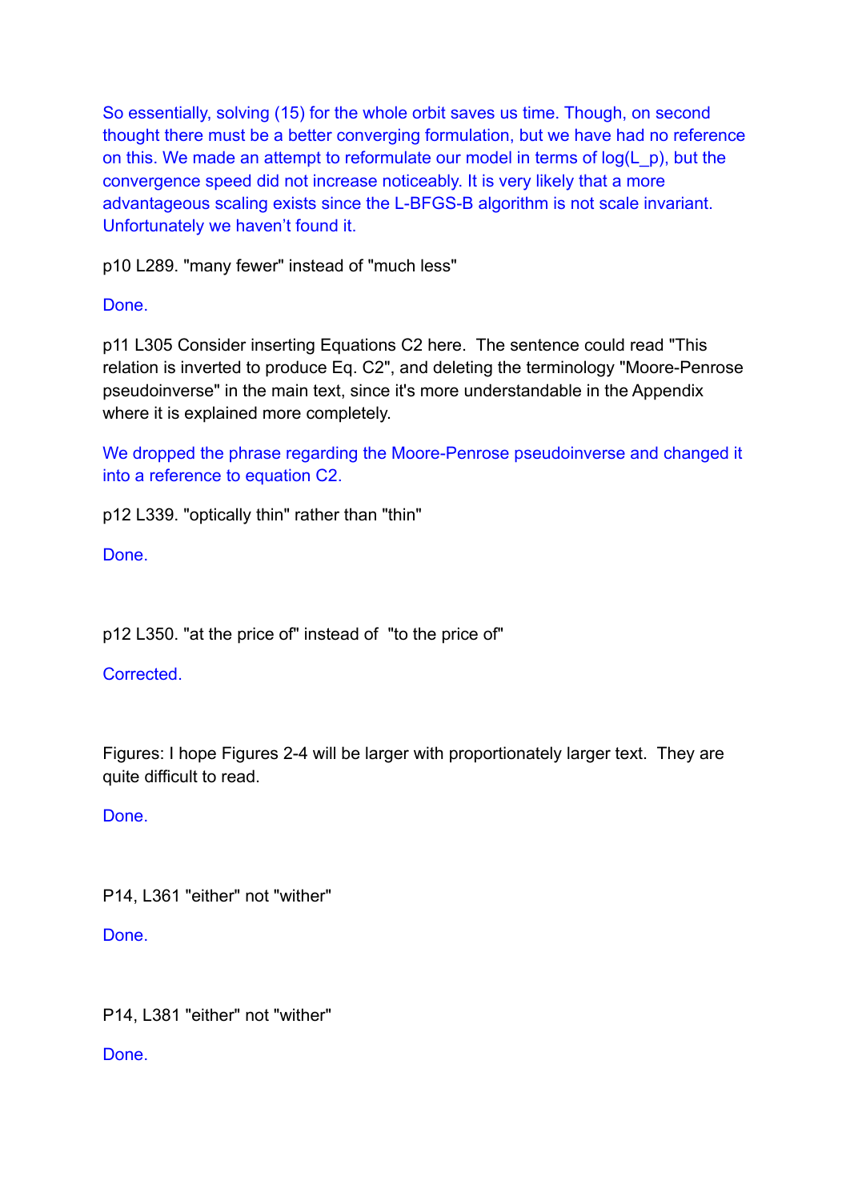So essentially, solving (15) for the whole orbit saves us time. Though, on second thought there must be a better converging formulation, but we have had no reference on this. We made an attempt to reformulate our model in terms of $\log(L_p)$, but the convergence speed did not increase noticeably. It is very likely that a more advantageous scaling exists since the L-BFGS-B algorithm is not scale invariant. Unfortunately we haven't found it.

p10 L289. "many fewer" instead of "much less"

Done.

p11 L305 Consider inserting Equations C2 here. The sentence could read "This relation is inverted to produce Eq. C2", and deleting the terminology "Moore-Penrose pseudoinverse" in the main text, since it's more understandable in the Appendix where it is explained more completely.

We dropped the phrase regarding the Moore-Penrose pseudoinverse and changed it into a reference to equation C2.

p12 L339. "optically thin" rather than "thin"

Done.

p12 L350. "at the price of" instead of "to the price of"

Corrected.

Figures: I hope Figures 2-4 will be larger with proportionately larger text. They are quite difficult to read.

Done.

P14, L361 "either" not "wither"

Done.

P14, L381 "either" not "wither"

Done.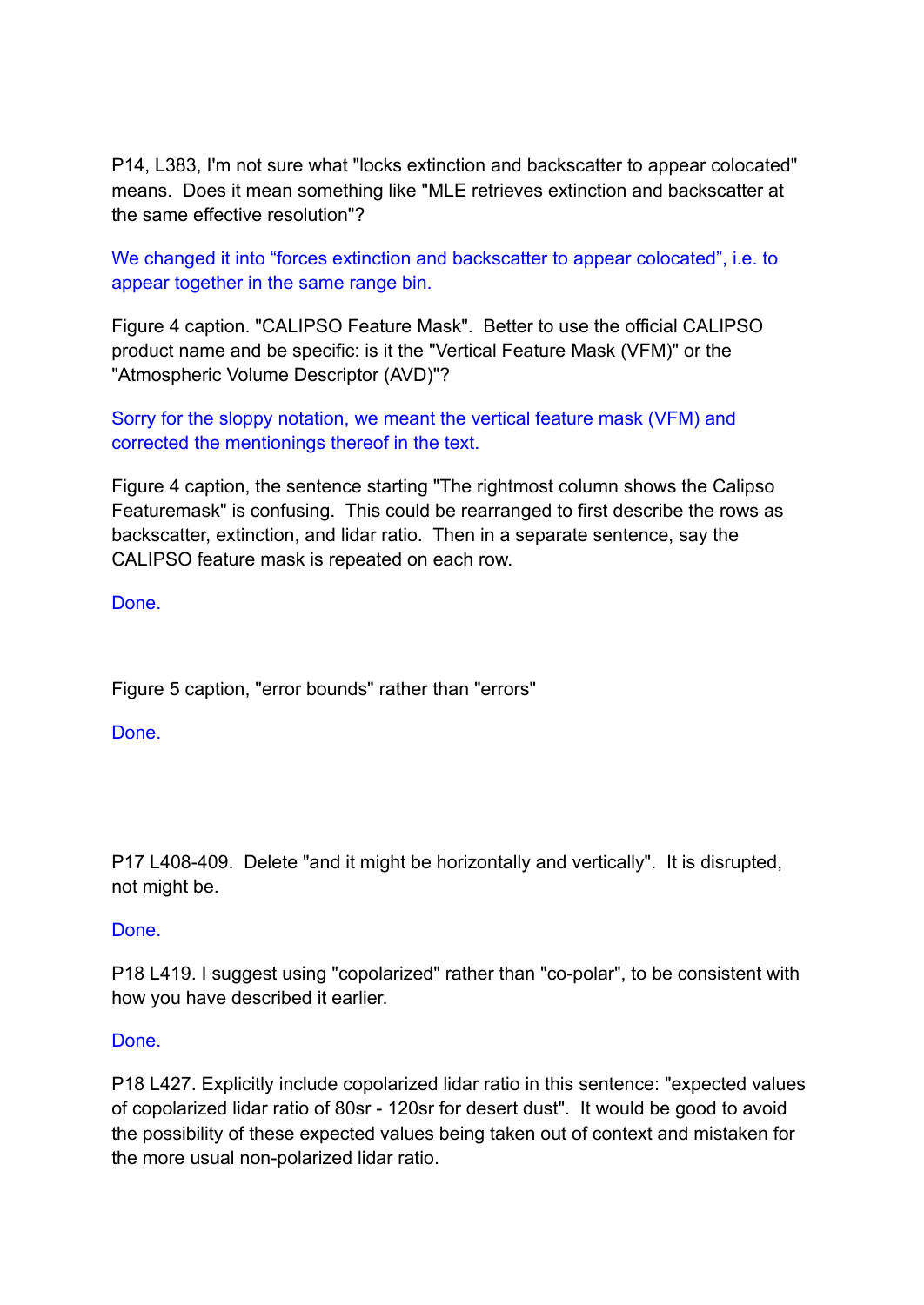P14, L383, I'm not sure what "locks extinction and backscatter to appear colocated" means. Does it mean something like "MLE retrieves extinction and backscatter at the same effective resolution"?

We changed it into “forces extinction and backscatter to appear colocated”, i.e. to appear together in the same range bin.

Figure 4 caption. "CALIPSO Feature Mask". Better to use the official CALIPSO product name and be specific: is it the "Vertical Feature Mask (VFM)" or the "Atmospheric Volume Descriptor (AVD)"?

Sorry for the sloppy notation, we meant the vertical feature mask (VFM) and corrected the mentionings thereof in the text.

Figure 4 caption, the sentence starting "The rightmost column shows the Calipso Featuremask" is confusing. This could be rearranged to first describe the rows as backscatter, extinction, and lidar ratio. Then in a separate sentence, say the CALIPSO feature mask is repeated on each row.

Done.

Figure 5 caption, "error bounds" rather than "errors"

Done.

P17 L408-409. Delete "and it might be horizontally and vertically". It is disrupted, not might be.

Done.

P18 L419. I suggest using "copolarized" rather than "co-polar", to be consistent with how you have described it earlier.

Done.

P18 L427. Explicitly include copolarized lidar ratio in this sentence: "expected values of copolarized lidar ratio of 80sr - 120sr for desert dust". It would be good to avoid the possibility of these expected values being taken out of context and mistaken for the more usual non-polarized lidar ratio.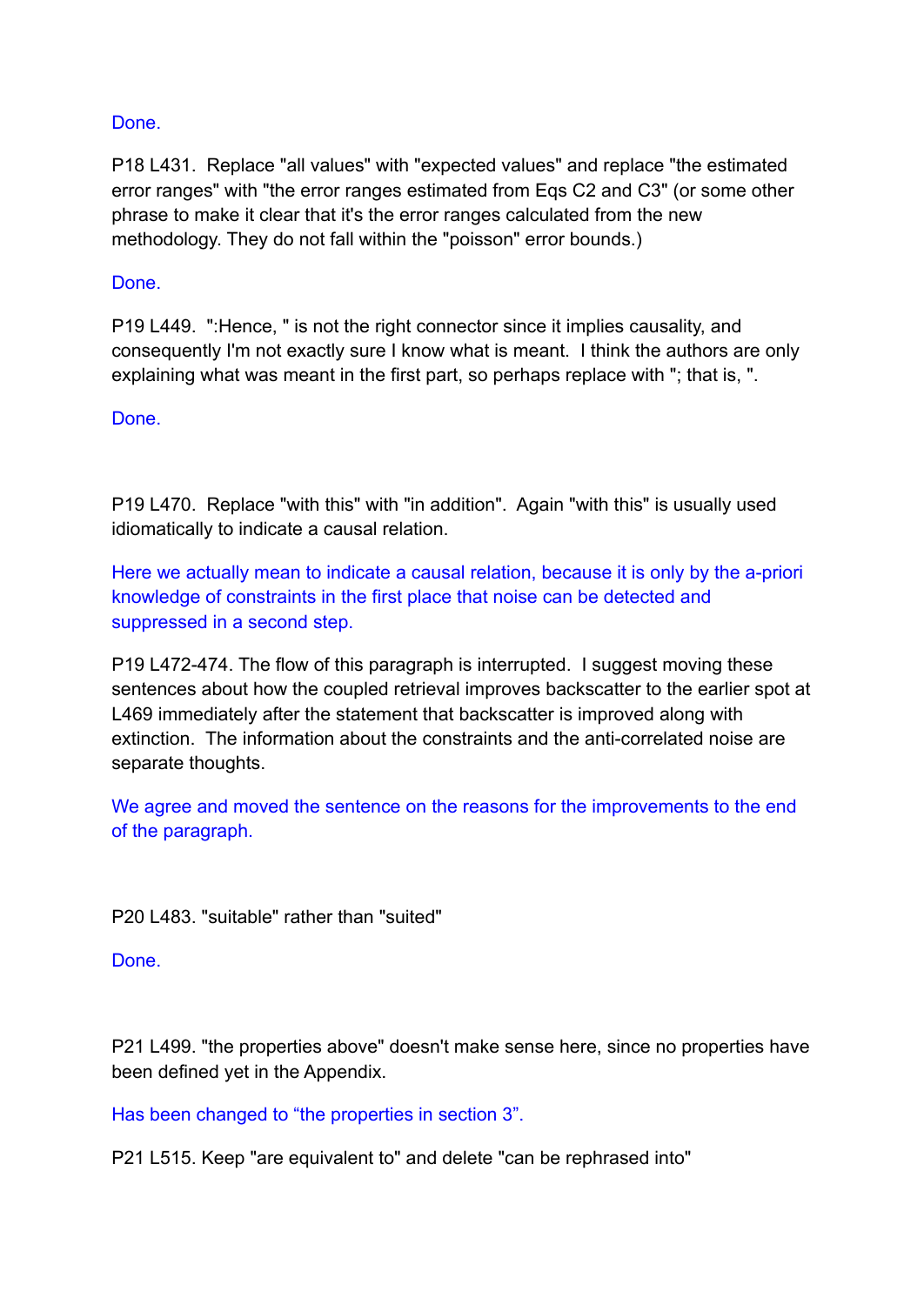Done.

P18 L431. Replace "all values" with "expected values" and replace "the estimated error ranges" with "the error ranges estimated from Eqs C2 and C3" (or some other phrase to make it clear that it's the error ranges calculated from the new methodology. They do not fall within the "poisson" error bounds.)

Done.

P19 L449. ":Hence, " is not the right connector since it implies causality, and consequently I'm not exactly sure I know what is meant. I think the authors are only explaining what was meant in the first part, so perhaps replace with "; that is, ".

Done.

P19 L470. Replace "with this" with "in addition". Again "with this" is usually used idiomatically to indicate a causal relation.

Here we actually mean to indicate a causal relation, because it is only by the a-priori knowledge of constraints in the first place that noise can be detected and suppressed in a second step.

P19 L472-474. The flow of this paragraph is interrupted. I suggest moving these sentences about how the coupled retrieval improves backscatter to the earlier spot at L469 immediately after the statement that backscatter is improved along with extinction. The information about the constraints and the anti-correlated noise are separate thoughts.

We agree and moved the sentence on the reasons for the improvements to the end of the paragraph.

P20 L483. "suitable" rather than "suited"

Done.

P21 L499. "the properties above" doesn't make sense here, since no properties have been defined yet in the Appendix.

Has been changed to “the properties in section 3”.

P21 L515. Keep "are equivalent to" and delete "can be rephrased into"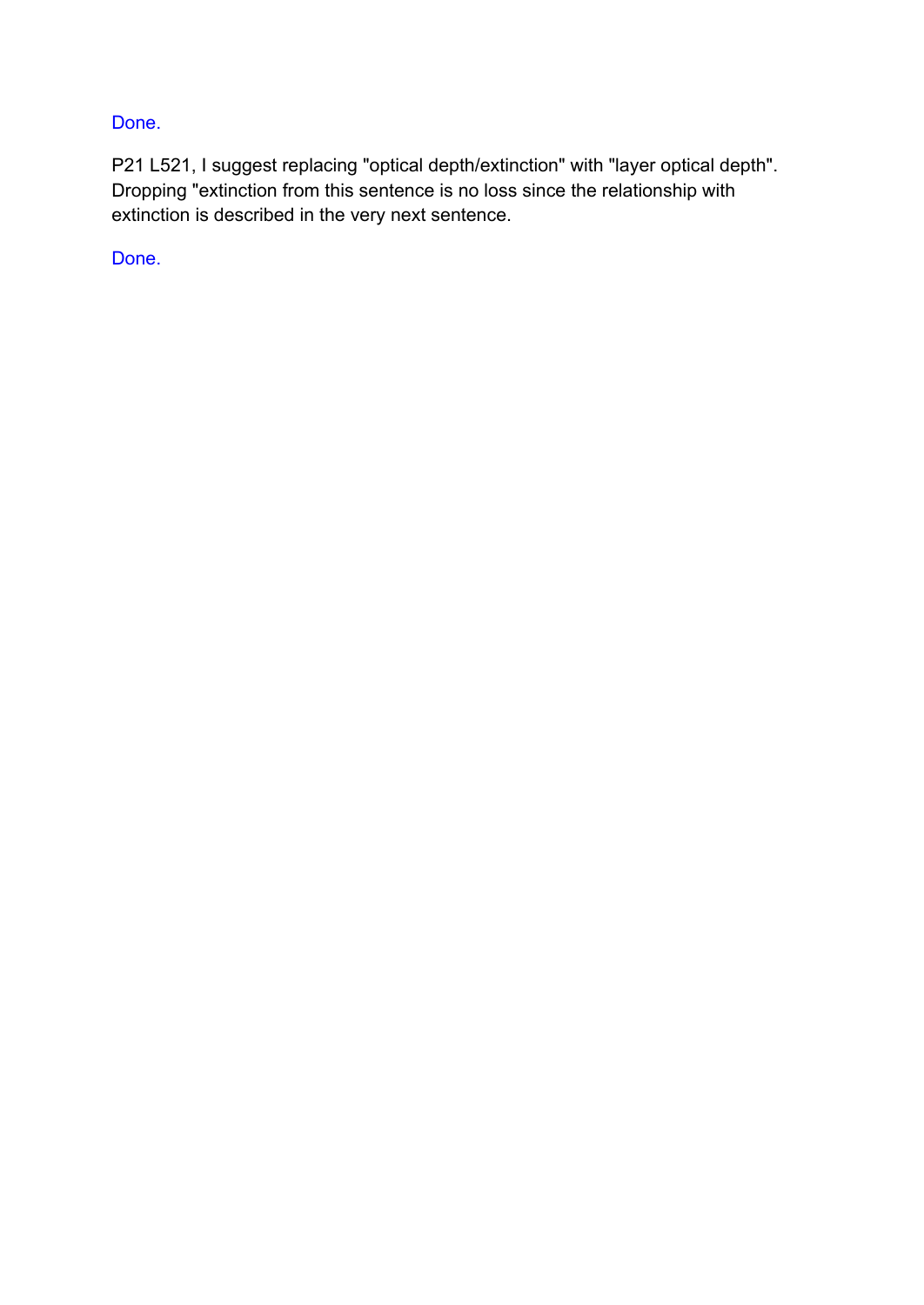Done.

P21 L521, I suggest replacing "optical depth/extinction" with "layer optical depth". Dropping "extinction from this sentence is no loss since the relationship with extinction is described in the very next sentence.

Done.